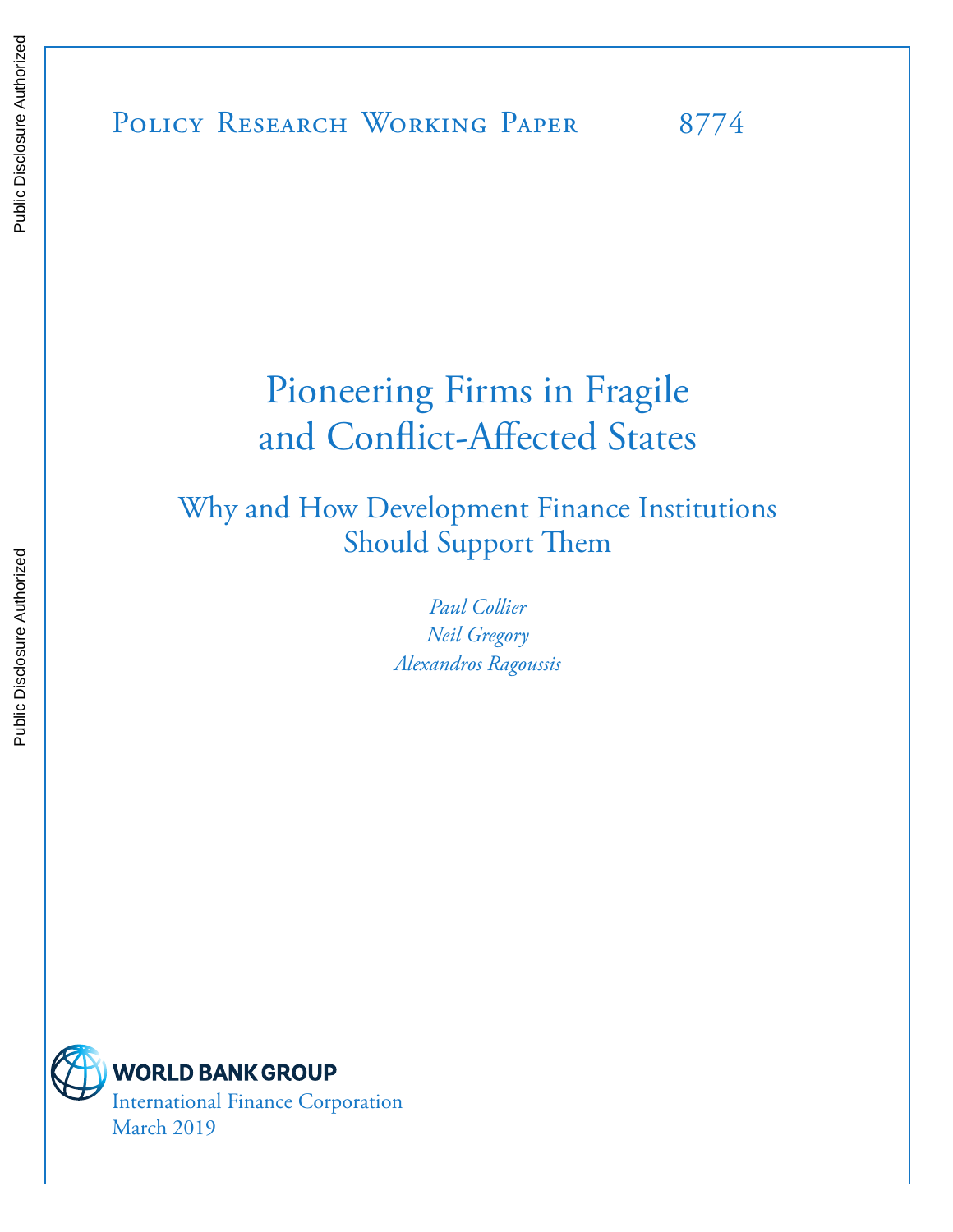Policy Research Working Paper 8774

# Pioneering Firms in Fragile and Conflict-Affected States

## Why and How Development Finance Institutions Should Support Them

*Paul Collier*
*Neil Gregory*
*Alexandros Ragoussis*

WORLD BANK GROUP
International Finance Corporation
March 2019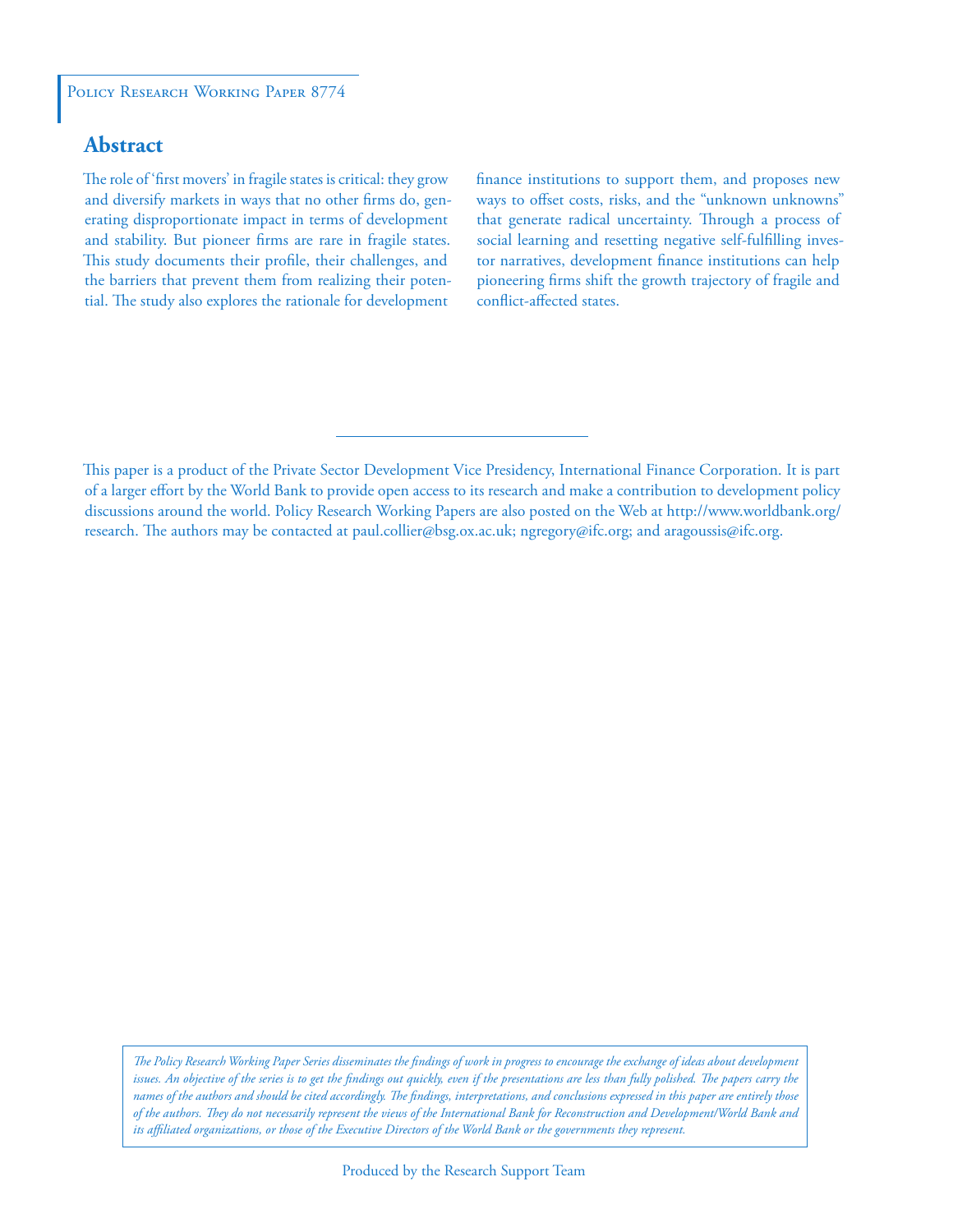Policy Research Working Paper 8774

## Abstract

The role of 'first movers' in fragile states is critical: they grow and diversify markets in ways that no other firms do, generating disproportionate impact in terms of development and stability. But pioneer firms are rare in fragile states. This study documents their profile, their challenges, and the barriers that prevent them from realizing their potential. The study also explores the rationale for development finance institutions to support them, and proposes new ways to offset costs, risks, and the "unknown unknowns" that generate radical uncertainty. Through a process of social learning and resetting negative self-fulfilling investor narratives, development finance institutions can help pioneering firms shift the growth trajectory of fragile and conflict-affected states.

This paper is a product of the Private Sector Development Vice Presidency, International Finance Corporation. It is part of a larger effort by the World Bank to provide open access to its research and make a contribution to development policy discussions around the world. Policy Research Working Papers are also posted on the Web at http://www.worldbank.org/research. The authors may be contacted at paul.collier@bsg.ox.ac.uk; ngregory@ifc.org; and aragoussis@ifc.org.

*The Policy Research Working Paper Series disseminates the findings of work in progress to encourage the exchange of ideas about development issues. An objective of the series is to get the findings out quickly, even if the presentations are less than fully polished. The papers carry the names of the authors and should be cited accordingly. The findings, interpretations, and conclusions expressed in this paper are entirely those of the authors. They do not necessarily represent the views of the International Bank for Reconstruction and Development/World Bank and its affiliated organizations, or those of the Executive Directors of the World Bank or the governments they represent.*

Produced by the Research Support Team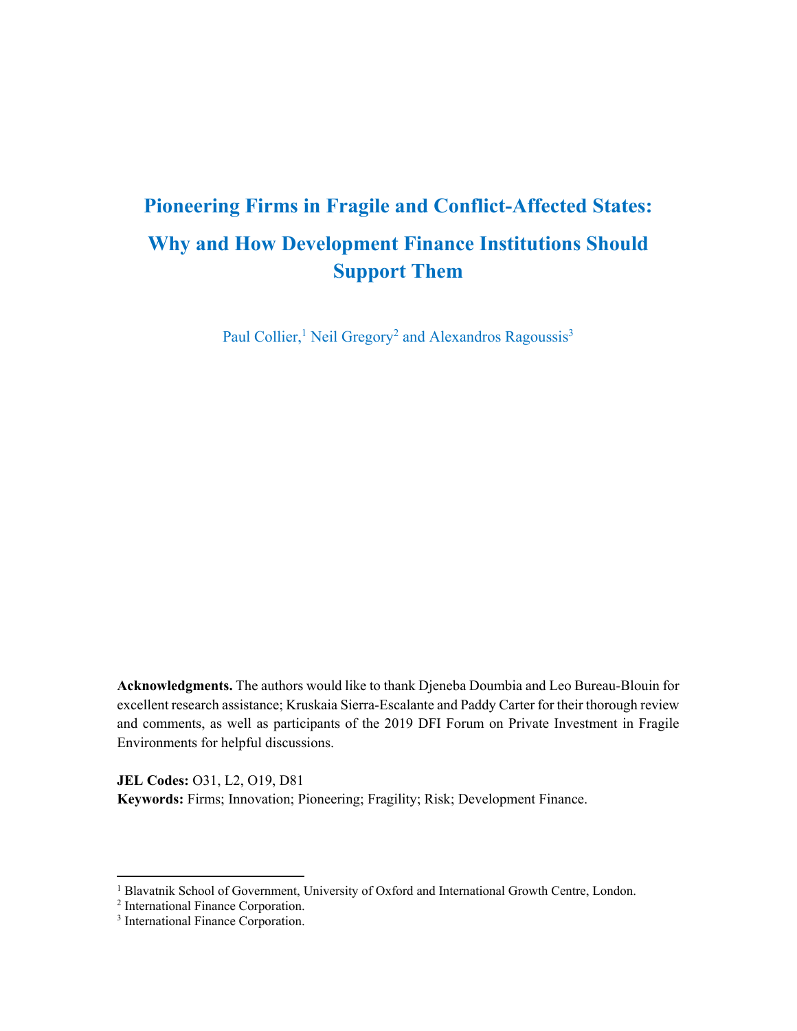# Pioneering Firms in Fragile and Conflict-Affected States: Why and How Development Finance Institutions Should Support Them

Paul Collier,[1] Neil Gregory[2] and Alexandros Ragoussis[3]

**Acknowledgments.** The authors would like to thank Djeneba Doumbia and Leo Bureau-Blouin for excellent research assistance; Kruskaia Sierra-Escalante and Paddy Carter for their thorough review and comments, as well as participants of the 2019 DFI Forum on Private Investment in Fragile Environments for helpful discussions.

**JEL Codes:** O31, L2, O19, D81

**Keywords:** Firms; Innovation; Pioneering; Fragility; Risk; Development Finance.

[1] Blavatnik School of Government, University of Oxford and International Growth Centre, London.

[2] International Finance Corporation.

[3] International Finance Corporation.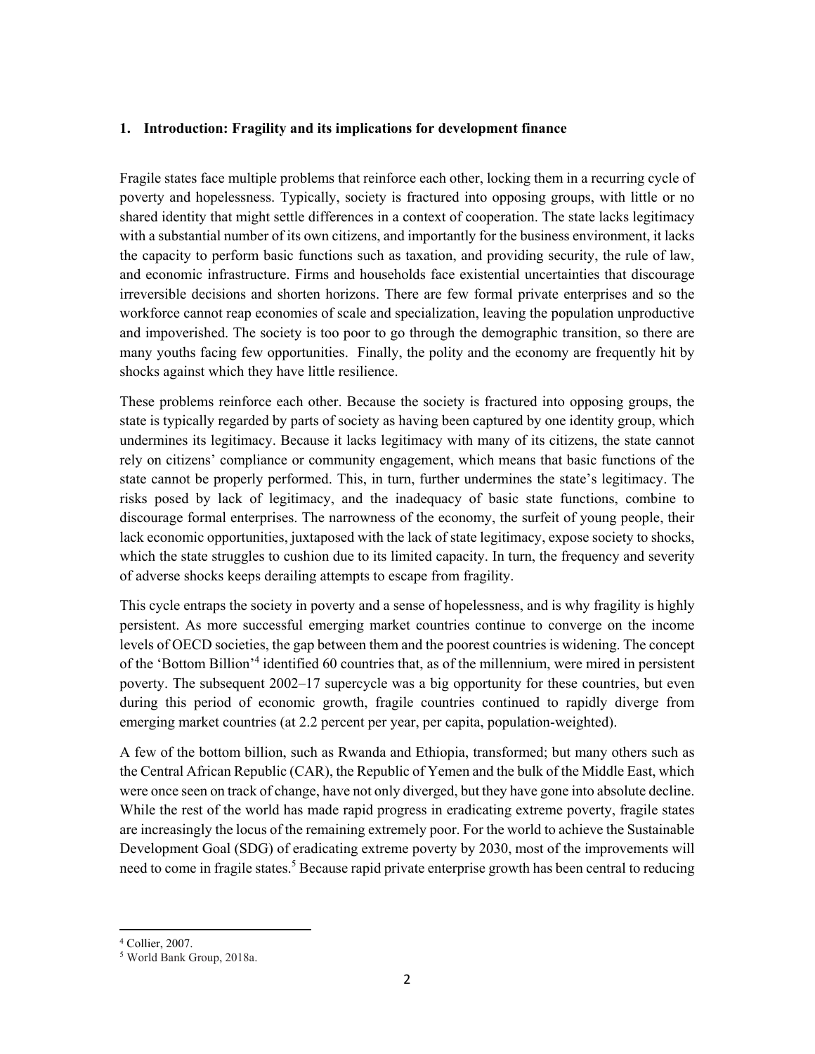## 1. Introduction: Fragility and its implications for development finance

Fragile states face multiple problems that reinforce each other, locking them in a recurring cycle of poverty and hopelessness. Typically, society is fractured into opposing groups, with little or no shared identity that might settle differences in a context of cooperation. The state lacks legitimacy with a substantial number of its own citizens, and importantly for the business environment, it lacks the capacity to perform basic functions such as taxation, and providing security, the rule of law, and economic infrastructure. Firms and households face existential uncertainties that discourage irreversible decisions and shorten horizons. There are few formal private enterprises and so the workforce cannot reap economies of scale and specialization, leaving the population unproductive and impoverished. The society is too poor to go through the demographic transition, so there are many youths facing few opportunities. Finally, the polity and the economy are frequently hit by shocks against which they have little resilience.

These problems reinforce each other. Because the society is fractured into opposing groups, the state is typically regarded by parts of society as having been captured by one identity group, which undermines its legitimacy. Because it lacks legitimacy with many of its citizens, the state cannot rely on citizens' compliance or community engagement, which means that basic functions of the state cannot be properly performed. This, in turn, further undermines the state's legitimacy. The risks posed by lack of legitimacy, and the inadequacy of basic state functions, combine to discourage formal enterprises. The narrowness of the economy, the surfeit of young people, their lack economic opportunities, juxtaposed with the lack of state legitimacy, expose society to shocks, which the state struggles to cushion due to its limited capacity. In turn, the frequency and severity of adverse shocks keeps derailing attempts to escape from fragility.

This cycle entraps the society in poverty and a sense of hopelessness, and is why fragility is highly persistent. As more successful emerging market countries continue to converge on the income levels of OECD societies, the gap between them and the poorest countries is widening. The concept of the 'Bottom Billion'[4] identified 60 countries that, as of the millennium, were mired in persistent poverty. The subsequent 2002–17 supercycle was a big opportunity for these countries, but even during this period of economic growth, fragile countries continued to rapidly diverge from emerging market countries (at 2.2 percent per year, per capita, population-weighted).

A few of the bottom billion, such as Rwanda and Ethiopia, transformed; but many others such as the Central African Republic (CAR), the Republic of Yemen and the bulk of the Middle East, which were once seen on track of change, have not only diverged, but they have gone into absolute decline. While the rest of the world has made rapid progress in eradicating extreme poverty, fragile states are increasingly the locus of the remaining extremely poor. For the world to achieve the Sustainable Development Goal (SDG) of eradicating extreme poverty by 2030, most of the improvements will need to come in fragile states.[5] Because rapid private enterprise growth has been central to reducing

---

[4] Collier, 2007.

[5] World Bank Group, 2018a.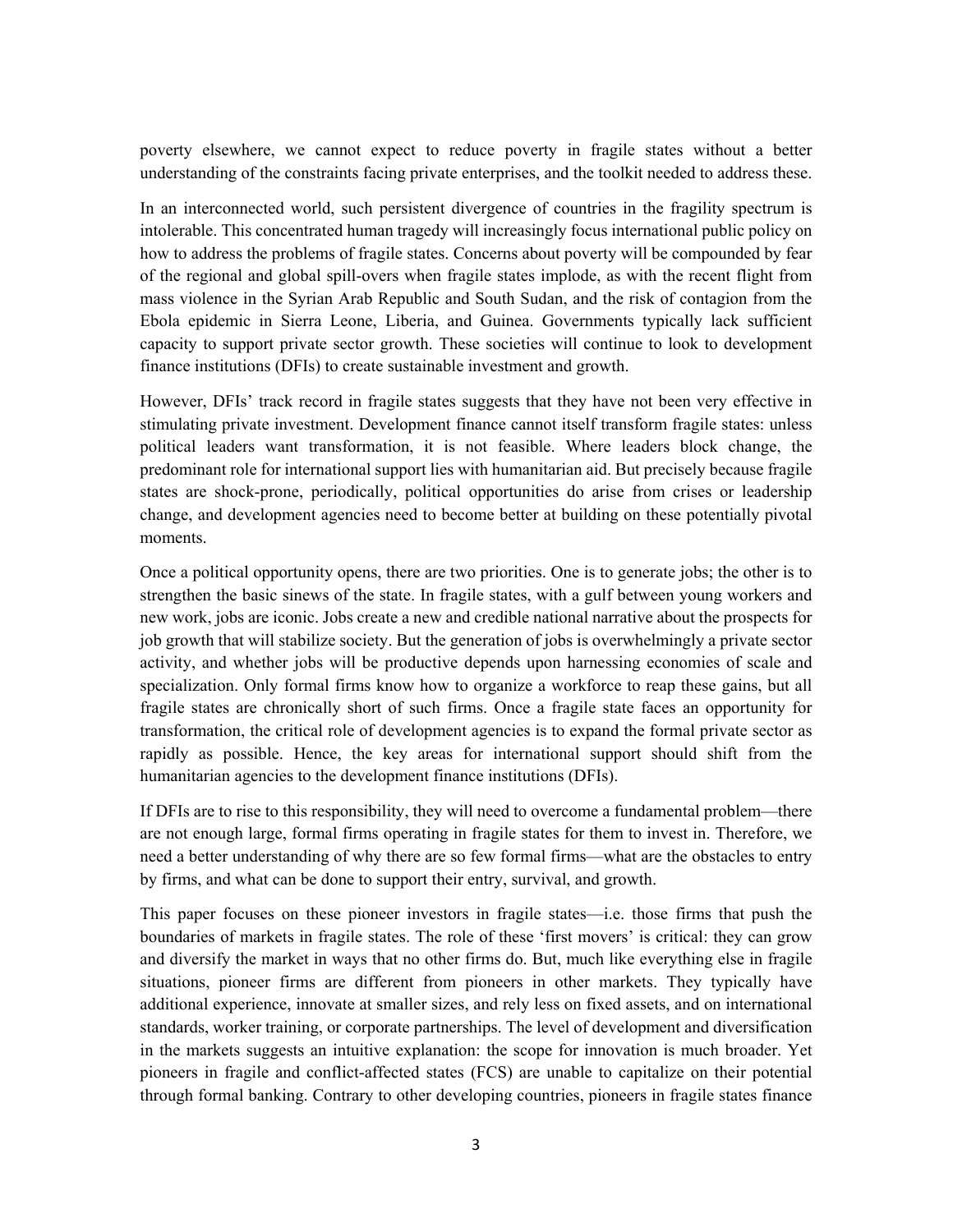poverty elsewhere, we cannot expect to reduce poverty in fragile states without a better understanding of the constraints facing private enterprises, and the toolkit needed to address these.

In an interconnected world, such persistent divergence of countries in the fragility spectrum is intolerable. This concentrated human tragedy will increasingly focus international public policy on how to address the problems of fragile states. Concerns about poverty will be compounded by fear of the regional and global spill-overs when fragile states implode, as with the recent flight from mass violence in the Syrian Arab Republic and South Sudan, and the risk of contagion from the Ebola epidemic in Sierra Leone, Liberia, and Guinea. Governments typically lack sufficient capacity to support private sector growth. These societies will continue to look to development finance institutions (DFIs) to create sustainable investment and growth.

However, DFIs' track record in fragile states suggests that they have not been very effective in stimulating private investment. Development finance cannot itself transform fragile states: unless political leaders want transformation, it is not feasible. Where leaders block change, the predominant role for international support lies with humanitarian aid. But precisely because fragile states are shock-prone, periodically, political opportunities do arise from crises or leadership change, and development agencies need to become better at building on these potentially pivotal moments.

Once a political opportunity opens, there are two priorities. One is to generate jobs; the other is to strengthen the basic sinews of the state. In fragile states, with a gulf between young workers and new work, jobs are iconic. Jobs create a new and credible national narrative about the prospects for job growth that will stabilize society. But the generation of jobs is overwhelmingly a private sector activity, and whether jobs will be productive depends upon harnessing economies of scale and specialization. Only formal firms know how to organize a workforce to reap these gains, but all fragile states are chronically short of such firms. Once a fragile state faces an opportunity for transformation, the critical role of development agencies is to expand the formal private sector as rapidly as possible. Hence, the key areas for international support should shift from the humanitarian agencies to the development finance institutions (DFIs).

If DFIs are to rise to this responsibility, they will need to overcome a fundamental problem—there are not enough large, formal firms operating in fragile states for them to invest in. Therefore, we need a better understanding of why there are so few formal firms—what are the obstacles to entry by firms, and what can be done to support their entry, survival, and growth.

This paper focuses on these pioneer investors in fragile states—i.e. those firms that push the boundaries of markets in fragile states. The role of these 'first movers' is critical: they can grow and diversify the market in ways that no other firms do. But, much like everything else in fragile situations, pioneer firms are different from pioneers in other markets. They typically have additional experience, innovate at smaller sizes, and rely less on fixed assets, and on international standards, worker training, or corporate partnerships. The level of development and diversification in the markets suggests an intuitive explanation: the scope for innovation is much broader. Yet pioneers in fragile and conflict-affected states (FCS) are unable to capitalize on their potential through formal banking. Contrary to other developing countries, pioneers in fragile states finance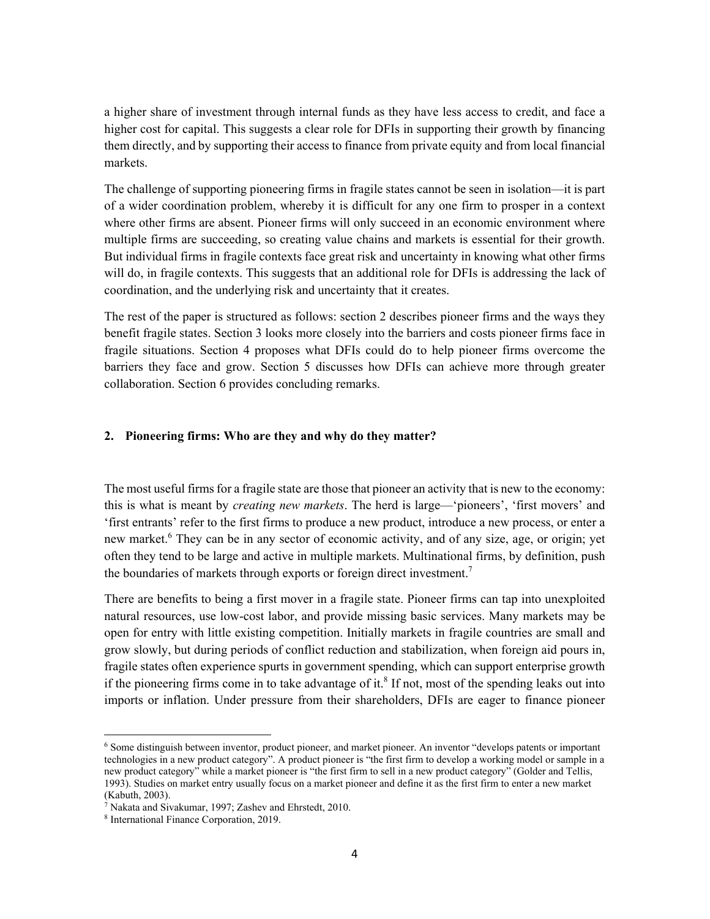a higher share of investment through internal funds as they have less access to credit, and face a higher cost for capital. This suggests a clear role for DFIs in supporting their growth by financing them directly, and by supporting their access to finance from private equity and from local financial markets.

The challenge of supporting pioneering firms in fragile states cannot be seen in isolation—it is part of a wider coordination problem, whereby it is difficult for any one firm to prosper in a context where other firms are absent. Pioneer firms will only succeed in an economic environment where multiple firms are succeeding, so creating value chains and markets is essential for their growth. But individual firms in fragile contexts face great risk and uncertainty in knowing what other firms will do, in fragile contexts. This suggests that an additional role for DFIs is addressing the lack of coordination, and the underlying risk and uncertainty that it creates.

The rest of the paper is structured as follows: section 2 describes pioneer firms and the ways they benefit fragile states. Section 3 looks more closely into the barriers and costs pioneer firms face in fragile situations. Section 4 proposes what DFIs could do to help pioneer firms overcome the barriers they face and grow. Section 5 discusses how DFIs can achieve more through greater collaboration. Section 6 provides concluding remarks.

## 2. Pioneering firms: Who are they and why do they matter?

The most useful firms for a fragile state are those that pioneer an activity that is new to the economy: this is what is meant by *creating new markets*. The herd is large—'pioneers', 'first movers' and 'first entrants' refer to the first firms to produce a new product, introduce a new process, or enter a new market.[6] They can be in any sector of economic activity, and of any size, age, or origin; yet often they tend to be large and active in multiple markets. Multinational firms, by definition, push the boundaries of markets through exports or foreign direct investment.[7]

There are benefits to being a first mover in a fragile state. Pioneer firms can tap into unexploited natural resources, use low-cost labor, and provide missing basic services. Many markets may be open for entry with little existing competition. Initially markets in fragile countries are small and grow slowly, but during periods of conflict reduction and stabilization, when foreign aid pours in, fragile states often experience spurts in government spending, which can support enterprise growth if the pioneering firms come in to take advantage of it.[8] If not, most of the spending leaks out into imports or inflation. Under pressure from their shareholders, DFIs are eager to finance pioneer

---

[6] Some distinguish between inventor, product pioneer, and market pioneer. An inventor "develops patents or important technologies in a new product category". A product pioneer is "the first firm to develop a working model or sample in a new product category" while a market pioneer is "the first firm to sell in a new product category" (Golder and Tellis, 1993). Studies on market entry usually focus on a market pioneer and define it as the first firm to enter a new market (Kabuth, 2003).

[7] Nakata and Sivakumar, 1997; Zashev and Ehrstedt, 2010.

[8] International Finance Corporation, 2019.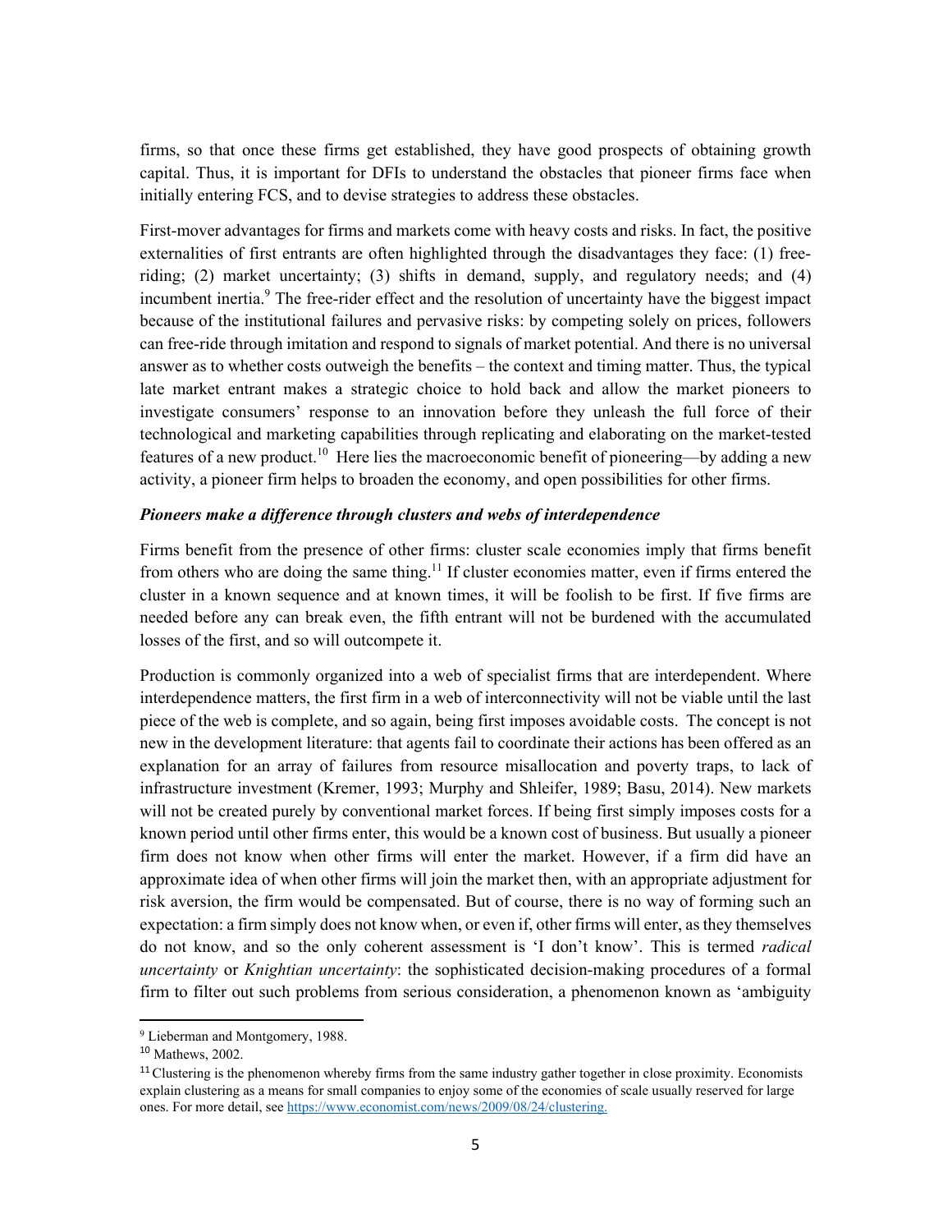firms, so that once these firms get established, they have good prospects of obtaining growth capital. Thus, it is important for DFIs to understand the obstacles that pioneer firms face when initially entering FCS, and to devise strategies to address these obstacles.

First-mover advantages for firms and markets come with heavy costs and risks. In fact, the positive externalities of first entrants are often highlighted through the disadvantages they face: (1) free-riding; (2) market uncertainty; (3) shifts in demand, supply, and regulatory needs; and (4) incumbent inertia.[9] The free-rider effect and the resolution of uncertainty have the biggest impact because of the institutional failures and pervasive risks: by competing solely on prices, followers can free-ride through imitation and respond to signals of market potential. And there is no universal answer as to whether costs outweigh the benefits – the context and timing matter. Thus, the typical late market entrant makes a strategic choice to hold back and allow the market pioneers to investigate consumers' response to an innovation before they unleash the full force of their technological and marketing capabilities through replicating and elaborating on the market-tested features of a new product.[10] Here lies the macroeconomic benefit of pioneering—by adding a new activity, a pioneer firm helps to broaden the economy, and open possibilities for other firms.

***Pioneers make a difference through clusters and webs of interdependence***

Firms benefit from the presence of other firms: cluster scale economies imply that firms benefit from others who are doing the same thing.[11] If cluster economies matter, even if firms entered the cluster in a known sequence and at known times, it will be foolish to be first. If five firms are needed before any can break even, the fifth entrant will not be burdened with the accumulated losses of the first, and so will outcompete it.

Production is commonly organized into a web of specialist firms that are interdependent. Where interdependence matters, the first firm in a web of interconnectivity will not be viable until the last piece of the web is complete, and so again, being first imposes avoidable costs. The concept is not new in the development literature: that agents fail to coordinate their actions has been offered as an explanation for an array of failures from resource misallocation and poverty traps, to lack of infrastructure investment (Kremer, 1993; Murphy and Shleifer, 1989; Basu, 2014). New markets will not be created purely by conventional market forces. If being first simply imposes costs for a known period until other firms enter, this would be a known cost of business. But usually a pioneer firm does not know when other firms will enter the market. However, if a firm did have an approximate idea of when other firms will join the market then, with an appropriate adjustment for risk aversion, the firm would be compensated. But of course, there is no way of forming such an expectation: a firm simply does not know when, or even if, other firms will enter, as they themselves do not know, and so the only coherent assessment is 'I don't know'. This is termed *radical uncertainty* or *Knightian uncertainty*: the sophisticated decision-making procedures of a formal firm to filter out such problems from serious consideration, a phenomenon known as 'ambiguity

---

[9] Lieberman and Montgomery, 1988.

[10] Mathews, 2002.

[11] Clustering is the phenomenon whereby firms from the same industry gather together in close proximity. Economists explain clustering as a means for small companies to enjoy some of the economies of scale usually reserved for large ones. For more detail, see https://www.economist.com/news/2009/08/24/clustering.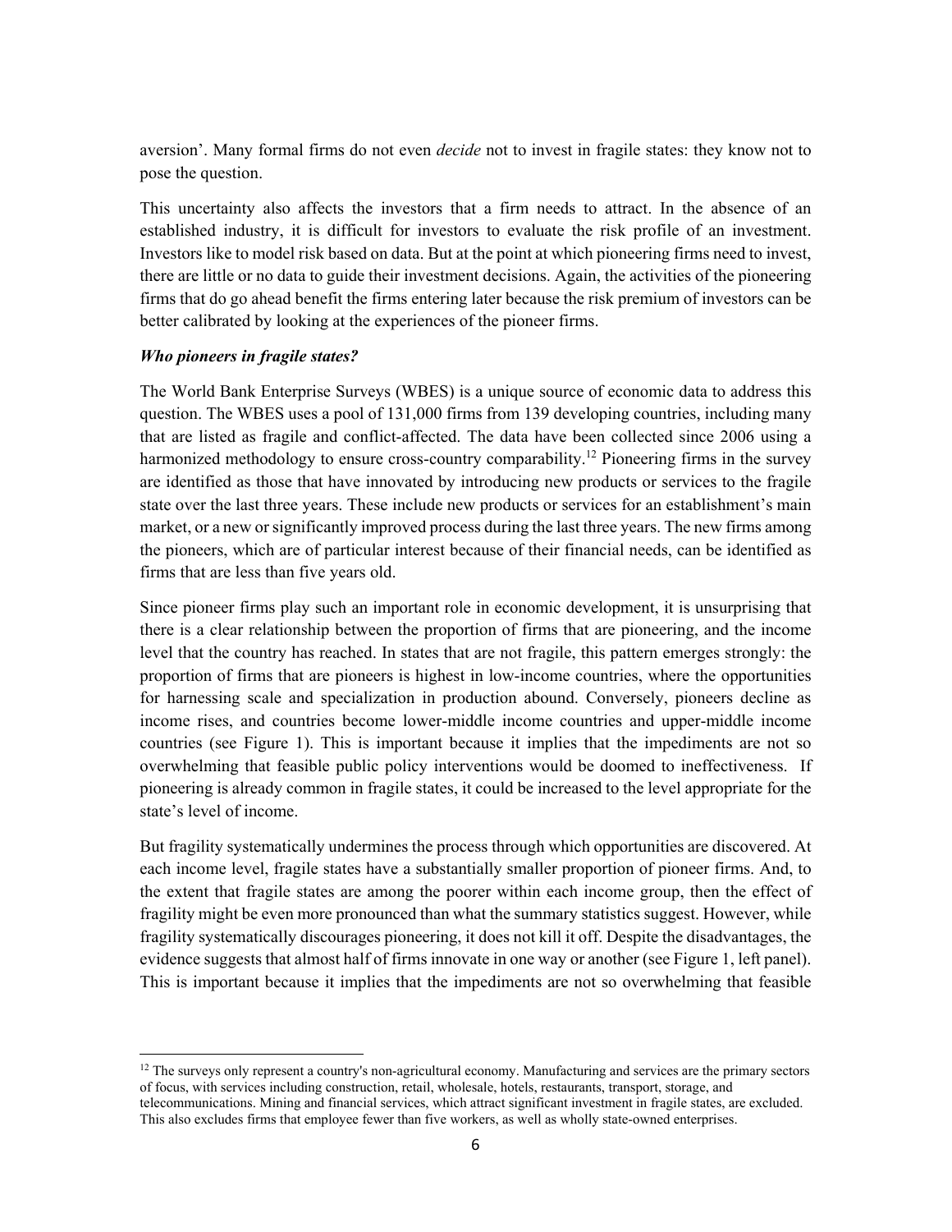aversion'. Many formal firms do not even *decide* not to invest in fragile states: they know not to pose the question.

This uncertainty also affects the investors that a firm needs to attract. In the absence of an established industry, it is difficult for investors to evaluate the risk profile of an investment. Investors like to model risk based on data. But at the point at which pioneering firms need to invest, there are little or no data to guide their investment decisions. Again, the activities of the pioneering firms that do go ahead benefit the firms entering later because the risk premium of investors can be better calibrated by looking at the experiences of the pioneer firms.

***Who pioneers in fragile states?***

The World Bank Enterprise Surveys (WBES) is a unique source of economic data to address this question. The WBES uses a pool of 131,000 firms from 139 developing countries, including many that are listed as fragile and conflict-affected. The data have been collected since 2006 using a harmonized methodology to ensure cross-country comparability.[12] Pioneering firms in the survey are identified as those that have innovated by introducing new products or services to the fragile state over the last three years. These include new products or services for an establishment's main market, or a new or significantly improved process during the last three years. The new firms among the pioneers, which are of particular interest because of their financial needs, can be identified as firms that are less than five years old.

Since pioneer firms play such an important role in economic development, it is unsurprising that there is a clear relationship between the proportion of firms that are pioneering, and the income level that the country has reached. In states that are not fragile, this pattern emerges strongly: the proportion of firms that are pioneers is highest in low-income countries, where the opportunities for harnessing scale and specialization in production abound. Conversely, pioneers decline as income rises, and countries become lower-middle income countries and upper-middle income countries (see Figure 1). This is important because it implies that the impediments are not so overwhelming that feasible public policy interventions would be doomed to ineffectiveness. If pioneering is already common in fragile states, it could be increased to the level appropriate for the state's level of income.

But fragility systematically undermines the process through which opportunities are discovered. At each income level, fragile states have a substantially smaller proportion of pioneer firms. And, to the extent that fragile states are among the poorer within each income group, then the effect of fragility might be even more pronounced than what the summary statistics suggest. However, while fragility systematically discourages pioneering, it does not kill it off. Despite the disadvantages, the evidence suggests that almost half of firms innovate in one way or another (see Figure 1, left panel). This is important because it implies that the impediments are not so overwhelming that feasible

[12] The surveys only represent a country's non-agricultural economy. Manufacturing and services are the primary sectors of focus, with services including construction, retail, wholesale, hotels, restaurants, transport, storage, and telecommunications. Mining and financial services, which attract significant investment in fragile states, are excluded. This also excludes firms that employee fewer than five workers, as well as wholly state-owned enterprises.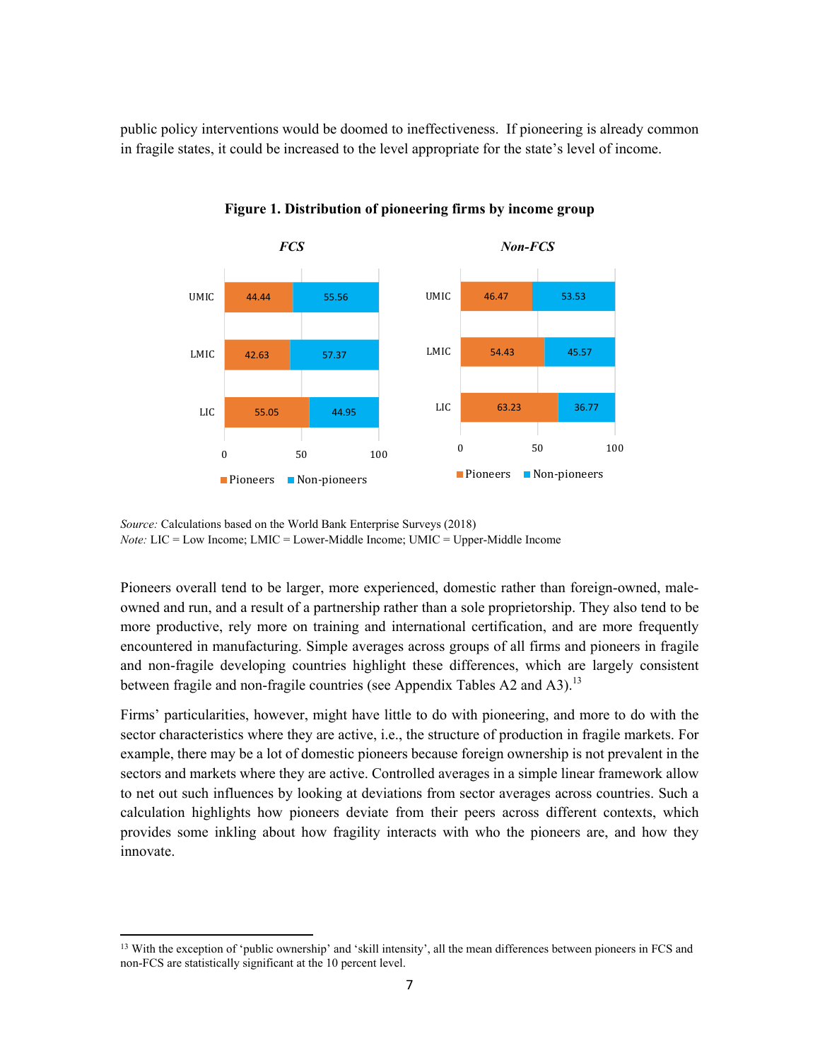public policy interventions would be doomed to ineffectiveness. If pioneering is already common in fragile states, it could be increased to the level appropriate for the state's level of income.

**Figure 1. Distribution of pioneering firms by income group**

*FCS*

| | Pioneers | Non-pioneers |
|---|---|---|
| UMIC | 44.44 | 55.56 |
| LMIC | 42.63 | 57.37 |
| LIC | 55.05 | 44.95 |

*Non-FCS*

| | Pioneers | Non-pioneers |
|---|---|---|
| UMIC | 46.47 | 53.53 |
| LMIC | 54.43 | 45.57 |
| LIC | 63.23 | 36.77 |

*Source:* Calculations based on the World Bank Enterprise Surveys (2018)
*Note:* LIC = Low Income; LMIC = Lower-Middle Income; UMIC = Upper-Middle Income

Pioneers overall tend to be larger, more experienced, domestic rather than foreign-owned, male-owned and run, and a result of a partnership rather than a sole proprietorship. They also tend to be more productive, rely more on training and international certification, and are more frequently encountered in manufacturing. Simple averages across groups of all firms and pioneers in fragile and non-fragile developing countries highlight these differences, which are largely consistent between fragile and non-fragile countries (see Appendix Tables A2 and A3).[13]

Firms' particularities, however, might have little to do with pioneering, and more to do with the sector characteristics where they are active, i.e., the structure of production in fragile markets. For example, there may be a lot of domestic pioneers because foreign ownership is not prevalent in the sectors and markets where they are active. Controlled averages in a simple linear framework allow to net out such influences by looking at deviations from sector averages across countries. Such a calculation highlights how pioneers deviate from their peers across different contexts, which provides some inkling about how fragility interacts with who the pioneers are, and how they innovate.

[13] With the exception of 'public ownership' and 'skill intensity', all the mean differences between pioneers in FCS and non-FCS are statistically significant at the 10 percent level.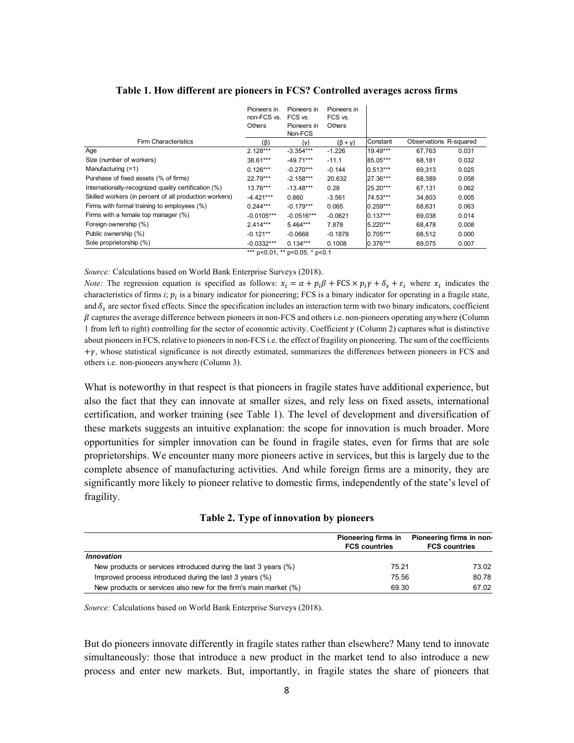**Table 1. How different are pioneers in FCS? Controlled averages across firms**

| Firm Characteristics | Pioneers in non-FCS vs. Others (β) | Pioneers in FCS vs. Pioneers in Non-FCS (γ) | Pioneers in FCS vs. Others (β + γ) | Constant | Observations | R-squared |
|---|---|---|---|---|---|---|
| Age | 2.128*** | -3.354*** | -1.226 | 19.49*** | 67,763 | 0.031 |
| Size (number of workers) | 38.61*** | -49.71*** | -11.1 | 85.05*** | 68,181 | 0.032 |
| Manufacturing (=1) | 0.126*** | -0.270*** | -0.144 | 0.513*** | 69,313 | 0.025 |
| Purshase of fixed assets (% of firms) | 22.79*** | -2.158*** | 20.632 | 27.36*** | 68,389 | 0.058 |
| Internationally-recognized quality certification (%) | 13.76*** | -13.48*** | 0.28 | 25.20*** | 67,131 | 0.062 |
| Skilled workers (in percent of all production workers) | -4.421*** | 0.860 | -3.561 | 74.53*** | 34,803 | 0.005 |
| Firms with formal training to employees (%) | 0.244*** | -0.179*** | 0.065 | 0.259*** | 68,631 | 0.063 |
| Firms with a female top manager (%) | -0.0105*** | -0.0516*** | -0.0621 | 0.137*** | 69,038 | 0.014 |
| Foreign ownership (%) | 2.414*** | 5.464*** | 7.878 | 5.220*** | 68,478 | 0.008 |
| Public ownership (%) | -0.121** | -0.0668 | -0.1878 | 0.705*** | 68,512 | 0.000 |
| Sole proprietorship (%) | -0.0332*** | 0.134*** | 0.1008 | 0.376*** | 69,075 | 0.007 |

*** p<0.01, ** p<0.05, * p<0.1

*Source:* Calculations based on World Bank Enterprise Surveys (2018).

*Note:* The regression equation is specified as follows: $x_i = \alpha + p_i\beta + \text{FCS} \times p_i\gamma + \delta_s + \varepsilon_i$ where $x_i$ indicates the characteristics of firms *i*; $p_i$ is a binary indicator for pioneering; FCS is a binary indicator for operating in a fragile state, and $\delta_s$ are sector fixed effects. Since the specification includes an interaction term with two binary indicators, coefficient $\beta$ captures the average difference between pioneers in non-FCS and others i.e. non-pioneers operating anywhere (Column 1 from left to right) controlling for the sector of economic activity. Coefficient $\gamma$ (Column 2) captures what is distinctive about pioneers in FCS, relative to pioneers in non-FCS i.e. the effect of fragility on pioneering. The sum of the coefficients $+\gamma$, whose statistical significance is not directly estimated, summarizes the differences between pioneers in FCS and others i.e. non-pioneers anywhere (Column 3).

What is noteworthy in that respect is that pioneers in fragile states have additional experience, but also the fact that they can innovate at smaller sizes, and rely less on fixed assets, international certification, and worker training (see Table 1). The level of development and diversification of these markets suggests an intuitive explanation: the scope for innovation is much broader. More opportunities for simpler innovation can be found in fragile states, even for firms that are sole proprietorships. We encounter many more pioneers active in services, but this is largely due to the complete absence of manufacturing activities. And while foreign firms are a minority, they are significantly more likely to pioneer relative to domestic firms, independently of the state's level of fragility.

**Table 2. Type of innovation by pioneers**

| | Pioneering firms in FCS countries | Pioneering firms in non-FCS countries |
|---|---|---|
| ***Innovation*** | | |
| New products or services introduced during the last 3 years (%) | 75.21 | 73.02 |
| Improved process introduced during the last 3 years (%) | 75.56 | 80.78 |
| New products or services also new for the firm's main market (%) | 69.30 | 67.02 |

*Source:* Calculations based on World Bank Enterprise Surveys (2018).

But do pioneers innovate differently in fragile states rather than elsewhere? Many tend to innovate simultaneously: those that introduce a new product in the market tend to also introduce a new process and enter new markets. But, importantly, in fragile states the share of pioneers that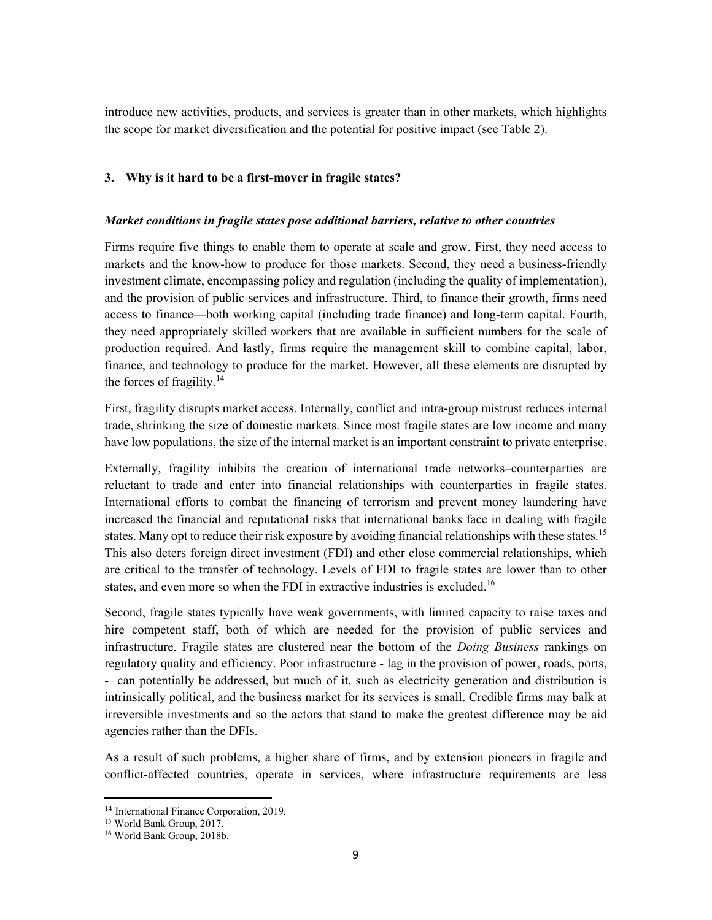introduce new activities, products, and services is greater than in other markets, which highlights the scope for market diversification and the potential for positive impact (see Table 2).

### 3. Why is it hard to be a first-mover in fragile states?

***Market conditions in fragile states pose additional barriers, relative to other countries***

Firms require five things to enable them to operate at scale and grow. First, they need access to markets and the know-how to produce for those markets. Second, they need a business-friendly investment climate, encompassing policy and regulation (including the quality of implementation), and the provision of public services and infrastructure. Third, to finance their growth, firms need access to finance—both working capital (including trade finance) and long-term capital. Fourth, they need appropriately skilled workers that are available in sufficient numbers for the scale of production required. And lastly, firms require the management skill to combine capital, labor, finance, and technology to produce for the market. However, all these elements are disrupted by the forces of fragility.[14]

First, fragility disrupts market access. Internally, conflict and intra-group mistrust reduces internal trade, shrinking the size of domestic markets. Since most fragile states are low income and many have low populations, the size of the internal market is an important constraint to private enterprise.

Externally, fragility inhibits the creation of international trade networks–counterparties are reluctant to trade and enter into financial relationships with counterparties in fragile states. International efforts to combat the financing of terrorism and prevent money laundering have increased the financial and reputational risks that international banks face in dealing with fragile states. Many opt to reduce their risk exposure by avoiding financial relationships with these states.[15] This also deters foreign direct investment (FDI) and other close commercial relationships, which are critical to the transfer of technology. Levels of FDI to fragile states are lower than to other states, and even more so when the FDI in extractive industries is excluded.[16]

Second, fragile states typically have weak governments, with limited capacity to raise taxes and hire competent staff, both of which are needed for the provision of public services and infrastructure. Fragile states are clustered near the bottom of the *Doing Business* rankings on regulatory quality and efficiency. Poor infrastructure - lag in the provision of power, roads, ports, - can potentially be addressed, but much of it, such as electricity generation and distribution is intrinsically political, and the business market for its services is small. Credible firms may balk at irreversible investments and so the actors that stand to make the greatest difference may be aid agencies rather than the DFIs.

As a result of such problems, a higher share of firms, and by extension pioneers in fragile and conflict-affected countries, operate in services, where infrastructure requirements are less

---

[14] International Finance Corporation, 2019.

[15] World Bank Group, 2017.

[16] World Bank Group, 2018b.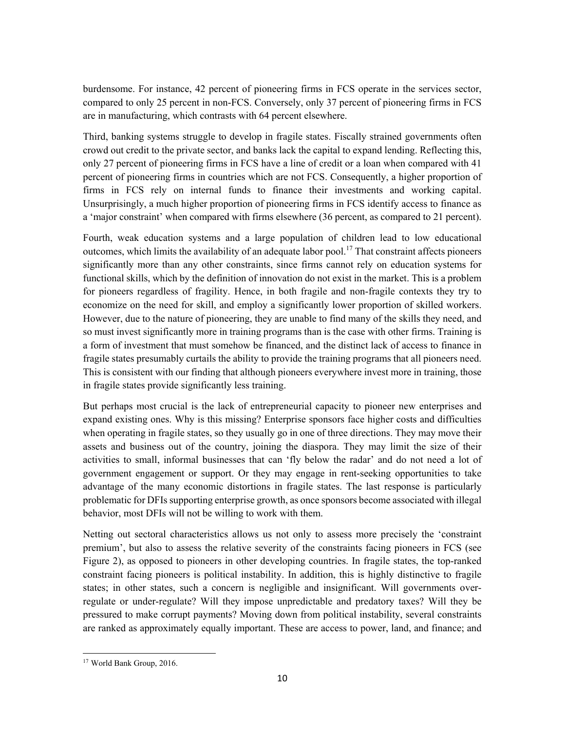burdensome. For instance, 42 percent of pioneering firms in FCS operate in the services sector, compared to only 25 percent in non-FCS. Conversely, only 37 percent of pioneering firms in FCS are in manufacturing, which contrasts with 64 percent elsewhere.

Third, banking systems struggle to develop in fragile states. Fiscally strained governments often crowd out credit to the private sector, and banks lack the capital to expand lending. Reflecting this, only 27 percent of pioneering firms in FCS have a line of credit or a loan when compared with 41 percent of pioneering firms in countries which are not FCS. Consequently, a higher proportion of firms in FCS rely on internal funds to finance their investments and working capital. Unsurprisingly, a much higher proportion of pioneering firms in FCS identify access to finance as a 'major constraint' when compared with firms elsewhere (36 percent, as compared to 21 percent).

Fourth, weak education systems and a large population of children lead to low educational outcomes, which limits the availability of an adequate labor pool.[17] That constraint affects pioneers significantly more than any other constraints, since firms cannot rely on education systems for functional skills, which by the definition of innovation do not exist in the market. This is a problem for pioneers regardless of fragility. Hence, in both fragile and non-fragile contexts they try to economize on the need for skill, and employ a significantly lower proportion of skilled workers. However, due to the nature of pioneering, they are unable to find many of the skills they need, and so must invest significantly more in training programs than is the case with other firms. Training is a form of investment that must somehow be financed, and the distinct lack of access to finance in fragile states presumably curtails the ability to provide the training programs that all pioneers need. This is consistent with our finding that although pioneers everywhere invest more in training, those in fragile states provide significantly less training.

But perhaps most crucial is the lack of entrepreneurial capacity to pioneer new enterprises and expand existing ones. Why is this missing? Enterprise sponsors face higher costs and difficulties when operating in fragile states, so they usually go in one of three directions. They may move their assets and business out of the country, joining the diaspora. They may limit the size of their activities to small, informal businesses that can 'fly below the radar' and do not need a lot of government engagement or support. Or they may engage in rent-seeking opportunities to take advantage of the many economic distortions in fragile states. The last response is particularly problematic for DFIs supporting enterprise growth, as once sponsors become associated with illegal behavior, most DFIs will not be willing to work with them.

Netting out sectoral characteristics allows us not only to assess more precisely the 'constraint premium', but also to assess the relative severity of the constraints facing pioneers in FCS (see Figure 2), as opposed to pioneers in other developing countries. In fragile states, the top-ranked constraint facing pioneers is political instability. In addition, this is highly distinctive to fragile states; in other states, such a concern is negligible and insignificant. Will governments over-regulate or under-regulate? Will they impose unpredictable and predatory taxes? Will they be pressured to make corrupt payments? Moving down from political instability, several constraints are ranked as approximately equally important. These are access to power, land, and finance; and

[17] World Bank Group, 2016.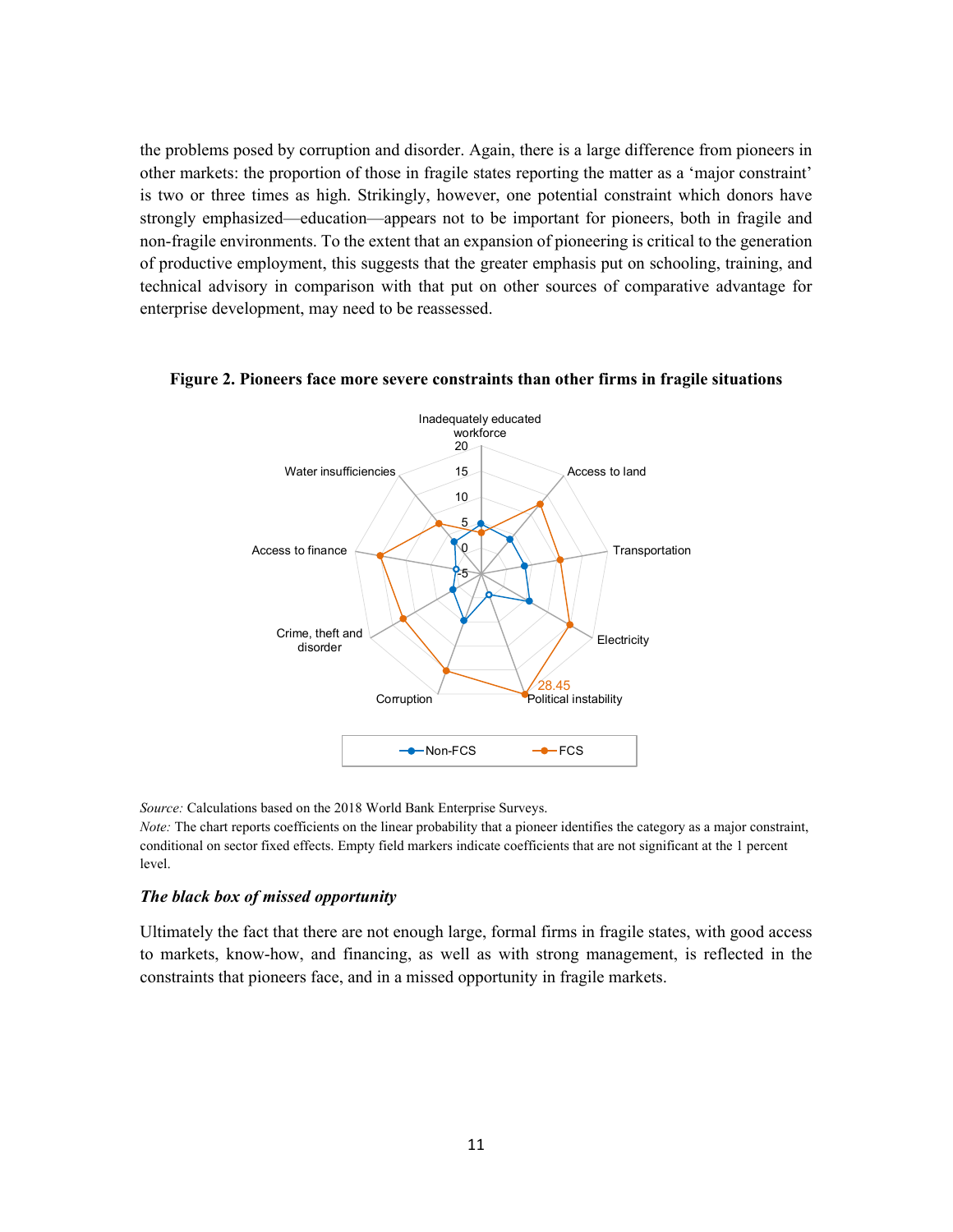the problems posed by corruption and disorder. Again, there is a large difference from pioneers in other markets: the proportion of those in fragile states reporting the matter as a 'major constraint' is two or three times as high. Strikingly, however, one potential constraint which donors have strongly emphasized—education—appears not to be important for pioneers, both in fragile and non-fragile environments. To the extent that an expansion of pioneering is critical to the generation of productive employment, this suggests that the greater emphasis put on schooling, training, and technical advisory in comparison with that put on other sources of comparative advantage for enterprise development, may need to be reassessed.

**Figure 2. Pioneers face more severe constraints than other firms in fragile situations**

*Source:* Calculations based on the 2018 World Bank Enterprise Surveys.
*Note:* The chart reports coefficients on the linear probability that a pioneer identifies the category as a major constraint, conditional on sector fixed effects. Empty field markers indicate coefficients that are not significant at the 1 percent level.

### *The black box of missed opportunity*

Ultimately the fact that there are not enough large, formal firms in fragile states, with good access to markets, know-how, and financing, as well as with strong management, is reflected in the constraints that pioneers face, and in a missed opportunity in fragile markets.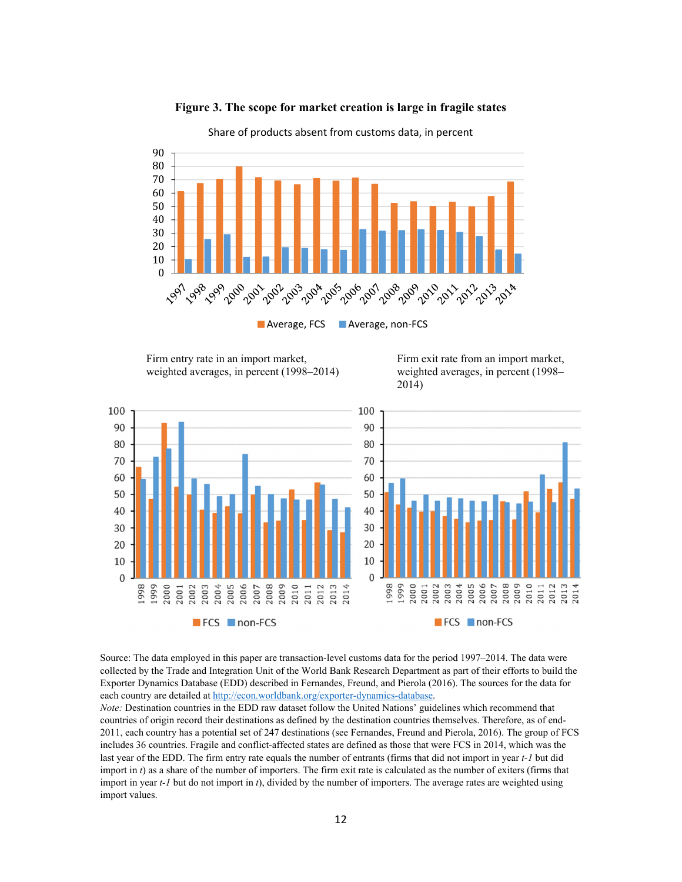**Figure 3. The scope for market creation is large in fragile states**

Share of products absent from customs data, in percent

Firm entry rate in an import market, weighted averages, in percent (1998–2014)

Firm exit rate from an import market, weighted averages, in percent (1998–2014)

Source: The data employed in this paper are transaction-level customs data for the period 1997–2014. The data were collected by the Trade and Integration Unit of the World Bank Research Department as part of their efforts to build the Exporter Dynamics Database (EDD) described in Fernandes, Freund, and Pierola (2016). The sources for the data for each country are detailed at http://econ.worldbank.org/exporter-dynamics-database.

*Note:* Destination countries in the EDD raw dataset follow the United Nations' guidelines which recommend that countries of origin record their destinations as defined by the destination countries themselves. Therefore, as of end-2011, each country has a potential set of 247 destinations (see Fernandes, Freund and Pierola, 2016). The group of FCS includes 36 countries. Fragile and conflict-affected states are defined as those that were FCS in 2014, which was the last year of the EDD. The firm entry rate equals the number of entrants (firms that did not import in year *t-1* but did import in *t*) as a share of the number of importers. The firm exit rate is calculated as the number of exiters (firms that import in year *t-1* but do not import in *t*), divided by the number of importers. The average rates are weighted using import values.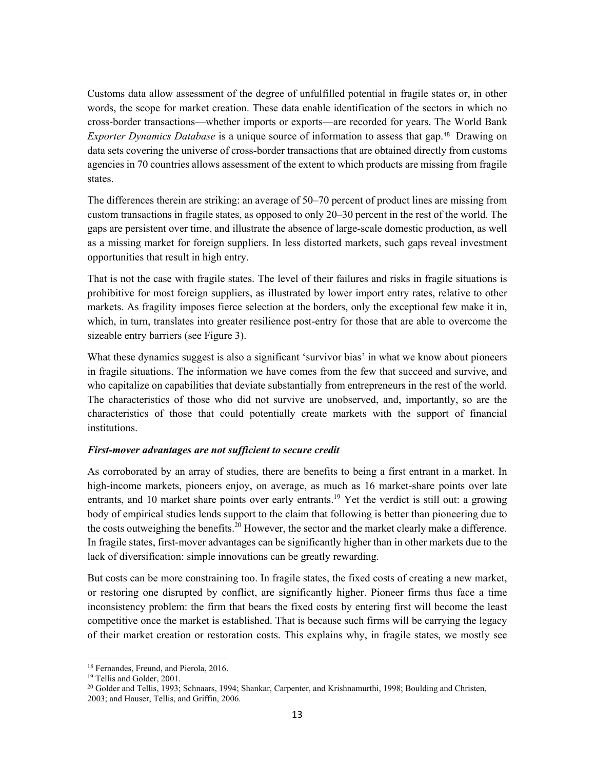Customs data allow assessment of the degree of unfulfilled potential in fragile states or, in other words, the scope for market creation. These data enable identification of the sectors in which no cross-border transactions—whether imports or exports—are recorded for years. The World Bank *Exporter Dynamics Database* is a unique source of information to assess that gap.[18] Drawing on data sets covering the universe of cross-border transactions that are obtained directly from customs agencies in 70 countries allows assessment of the extent to which products are missing from fragile states.

The differences therein are striking: an average of 50–70 percent of product lines are missing from custom transactions in fragile states, as opposed to only 20–30 percent in the rest of the world. The gaps are persistent over time, and illustrate the absence of large-scale domestic production, as well as a missing market for foreign suppliers. In less distorted markets, such gaps reveal investment opportunities that result in high entry.

That is not the case with fragile states. The level of their failures and risks in fragile situations is prohibitive for most foreign suppliers, as illustrated by lower import entry rates, relative to other markets. As fragility imposes fierce selection at the borders, only the exceptional few make it in, which, in turn, translates into greater resilience post-entry for those that are able to overcome the sizeable entry barriers (see Figure 3).

What these dynamics suggest is also a significant 'survivor bias' in what we know about pioneers in fragile situations. The information we have comes from the few that succeed and survive, and who capitalize on capabilities that deviate substantially from entrepreneurs in the rest of the world. The characteristics of those who did not survive are unobserved, and, importantly, so are the characteristics of those that could potentially create markets with the support of financial institutions.

***First-mover advantages are not sufficient to secure credit***

As corroborated by an array of studies, there are benefits to being a first entrant in a market. In high-income markets, pioneers enjoy, on average, as much as 16 market-share points over late entrants, and 10 market share points over early entrants.[19] Yet the verdict is still out: a growing body of empirical studies lends support to the claim that following is better than pioneering due to the costs outweighing the benefits.[20] However, the sector and the market clearly make a difference. In fragile states, first-mover advantages can be significantly higher than in other markets due to the lack of diversification: simple innovations can be greatly rewarding.

But costs can be more constraining too. In fragile states, the fixed costs of creating a new market, or restoring one disrupted by conflict, are significantly higher. Pioneer firms thus face a time inconsistency problem: the firm that bears the fixed costs by entering first will become the least competitive once the market is established. That is because such firms will be carrying the legacy of their market creation or restoration costs. This explains why, in fragile states, we mostly see

---

[18] Fernandes, Freund, and Pierola, 2016.

[19] Tellis and Golder, 2001.

[20] Golder and Tellis, 1993; Schnaars, 1994; Shankar, Carpenter, and Krishnamurthi, 1998; Boulding and Christen, 2003; and Hauser, Tellis, and Griffin, 2006.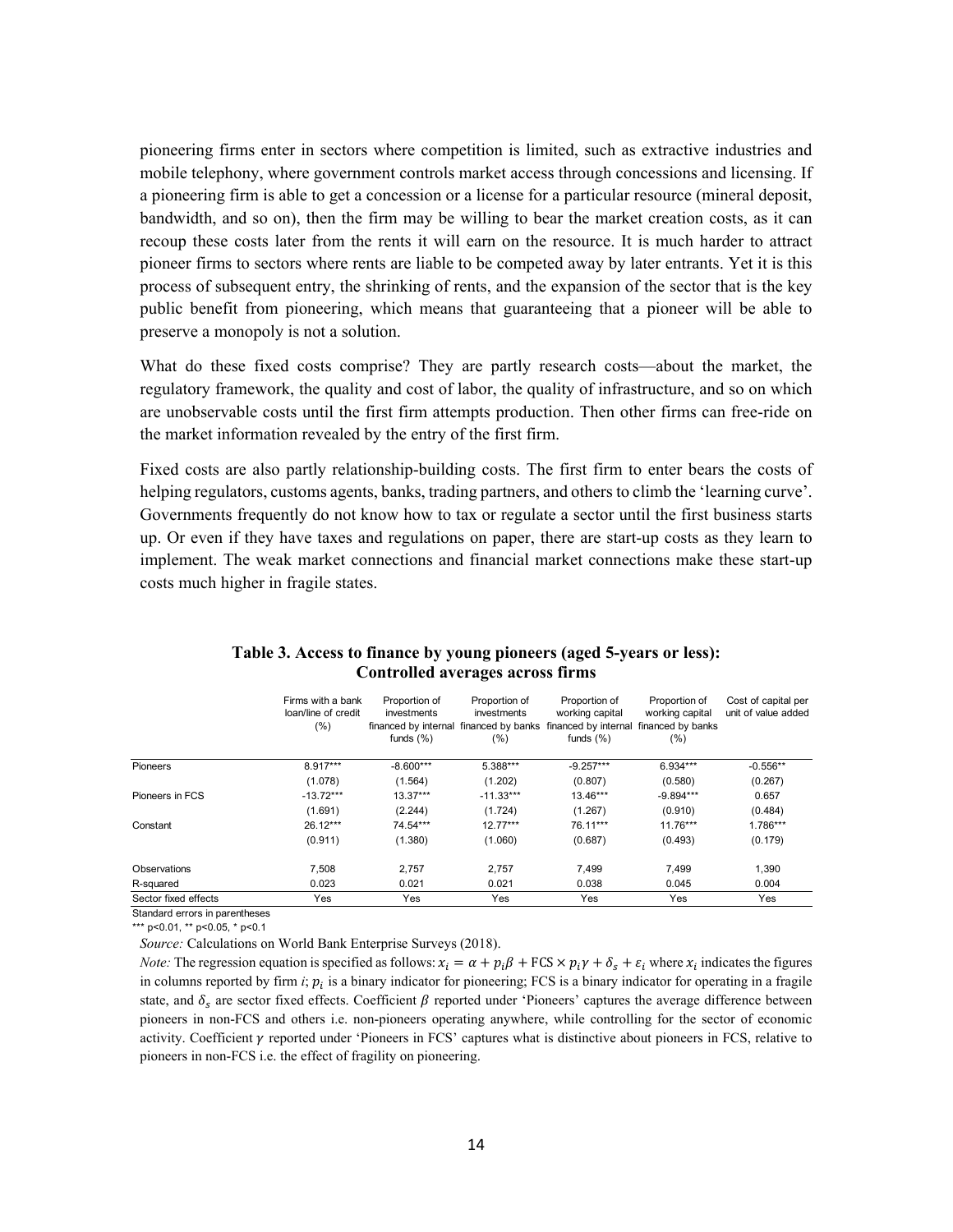pioneering firms enter in sectors where competition is limited, such as extractive industries and mobile telephony, where government controls market access through concessions and licensing. If a pioneering firm is able to get a concession or a license for a particular resource (mineral deposit, bandwidth, and so on), then the firm may be willing to bear the market creation costs, as it can recoup these costs later from the rents it will earn on the resource. It is much harder to attract pioneer firms to sectors where rents are liable to be competed away by later entrants. Yet it is this process of subsequent entry, the shrinking of rents, and the expansion of the sector that is the key public benefit from pioneering, which means that guaranteeing that a pioneer will be able to preserve a monopoly is not a solution.

What do these fixed costs comprise? They are partly research costs—about the market, the regulatory framework, the quality and cost of labor, the quality of infrastructure, and so on which are unobservable costs until the first firm attempts production. Then other firms can free-ride on the market information revealed by the entry of the first firm.

Fixed costs are also partly relationship-building costs. The first firm to enter bears the costs of helping regulators, customs agents, banks, trading partners, and others to climb the 'learning curve'. Governments frequently do not know how to tax or regulate a sector until the first business starts up. Or even if they have taxes and regulations on paper, there are start-up costs as they learn to implement. The weak market connections and financial market connections make these start-up costs much higher in fragile states.

**Table 3. Access to finance by young pioneers (aged 5-years or less): Controlled averages across firms**

| | Firms with a bank loan/line of credit (%) | Proportion of investments financed by internal funds (%) | Proportion of investments financed by banks (%) | Proportion of working capital financed by internal funds (%) | Proportion of working capital financed by banks (%) | Cost of capital per unit of value added |
|---|---|---|---|---|---|---|
| Pioneers | 8.917*** | -8.600*** | 5.388*** | -9.257*** | 6.934*** | -0.556** |
| | (1.078) | (1.564) | (1.202) | (0.807) | (0.580) | (0.267) |
| Pioneers in FCS | -13.72*** | 13.37*** | -11.33*** | 13.46*** | -9.894*** | 0.657 |
| | (1.691) | (2.244) | (1.724) | (1.267) | (0.910) | (0.484) |
| Constant | 26.12*** | 74.54*** | 12.77*** | 76.11*** | 11.76*** | 1.786*** |
| | (0.911) | (1.380) | (1.060) | (0.687) | (0.493) | (0.179) |
| Observations | 7,508 | 2,757 | 2,757 | 7,499 | 7,499 | 1,390 |
| R-squared | 0.023 | 0.021 | 0.021 | 0.038 | 0.045 | 0.004 |
| Sector fixed effects | Yes | Yes | Yes | Yes | Yes | Yes |

Standard errors in parentheses

*** p<0.01, ** p<0.05, * p<0.1

*Source:* Calculations on World Bank Enterprise Surveys (2018).

*Note:* The regression equation is specified as follows: $x_i = \alpha + p_i\beta + \text{FCS} \times p_i\gamma + \delta_s + \varepsilon_i$ where $x_i$ indicates the figures in columns reported by firm $i$; $p_i$ is a binary indicator for pioneering; FCS is a binary indicator for operating in a fragile state, and $\delta_s$ are sector fixed effects. Coefficient $\beta$ reported under 'Pioneers' captures the average difference between pioneers in non-FCS and others i.e. non-pioneers operating anywhere, while controlling for the sector of economic activity. Coefficient $\gamma$ reported under 'Pioneers in FCS' captures what is distinctive about pioneers in FCS, relative to pioneers in non-FCS i.e. the effect of fragility on pioneering.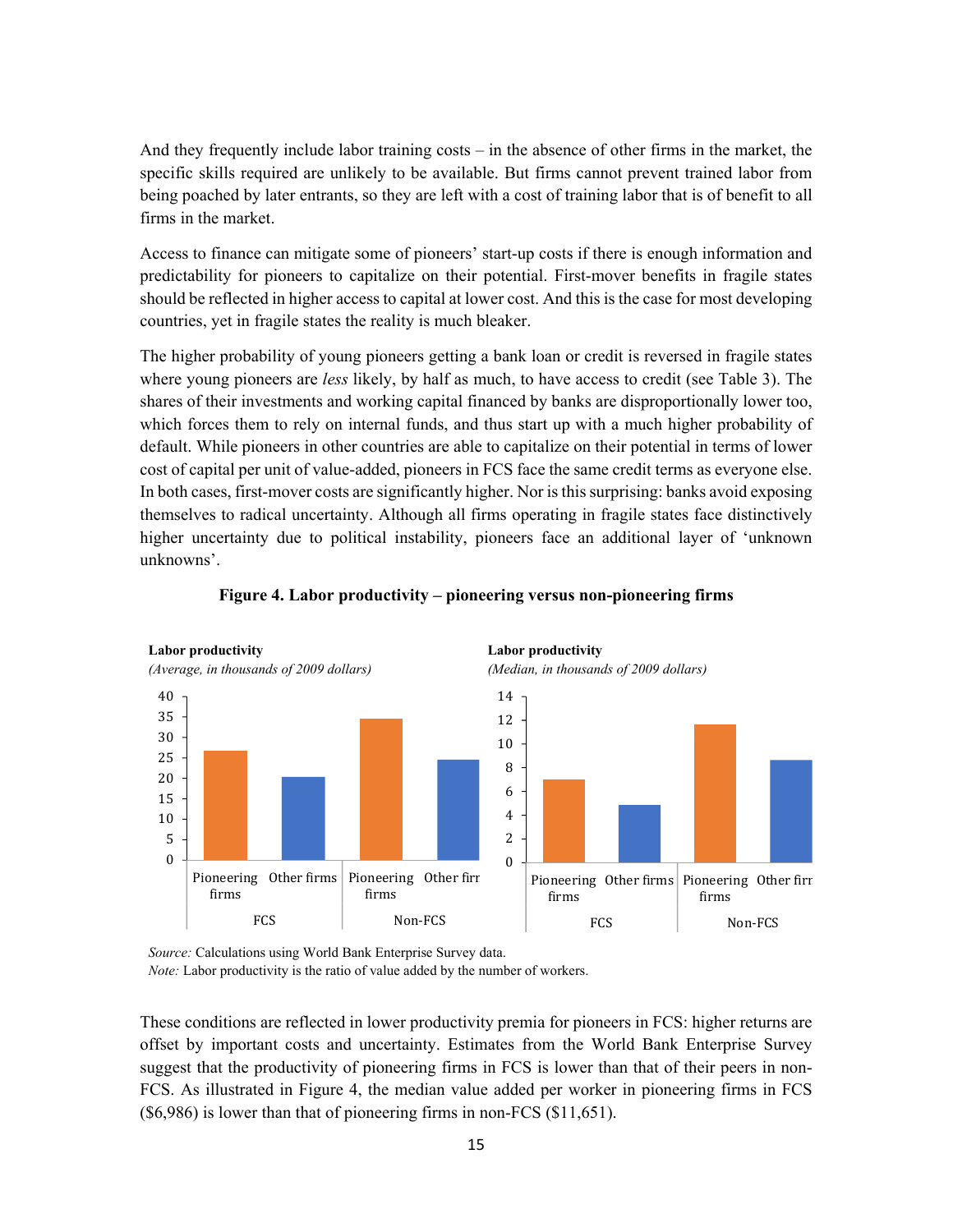And they frequently include labor training costs – in the absence of other firms in the market, the specific skills required are unlikely to be available. But firms cannot prevent trained labor from being poached by later entrants, so they are left with a cost of training labor that is of benefit to all firms in the market.

Access to finance can mitigate some of pioneers' start-up costs if there is enough information and predictability for pioneers to capitalize on their potential. First-mover benefits in fragile states should be reflected in higher access to capital at lower cost. And this is the case for most developing countries, yet in fragile states the reality is much bleaker.

The higher probability of young pioneers getting a bank loan or credit is reversed in fragile states where young pioneers are *less* likely, by half as much, to have access to credit (see Table 3). The shares of their investments and working capital financed by banks are disproportionally lower too, which forces them to rely on internal funds, and thus start up with a much higher probability of default. While pioneers in other countries are able to capitalize on their potential in terms of lower cost of capital per unit of value-added, pioneers in FCS face the same credit terms as everyone else. In both cases, first-mover costs are significantly higher. Nor is this surprising: banks avoid exposing themselves to radical uncertainty. Although all firms operating in fragile states face distinctively higher uncertainty due to political instability, pioneers face an additional layer of 'unknown unknowns'.

**Figure 4. Labor productivity – pioneering versus non-pioneering firms**

*Source:* Calculations using World Bank Enterprise Survey data.
*Note:* Labor productivity is the ratio of value added by the number of workers.

These conditions are reflected in lower productivity premia for pioneers in FCS: higher returns are offset by important costs and uncertainty. Estimates from the World Bank Enterprise Survey suggest that the productivity of pioneering firms in FCS is lower than that of their peers in non-FCS. As illustrated in Figure 4, the median value added per worker in pioneering firms in FCS ($6,986) is lower than that of pioneering firms in non-FCS ($11,651).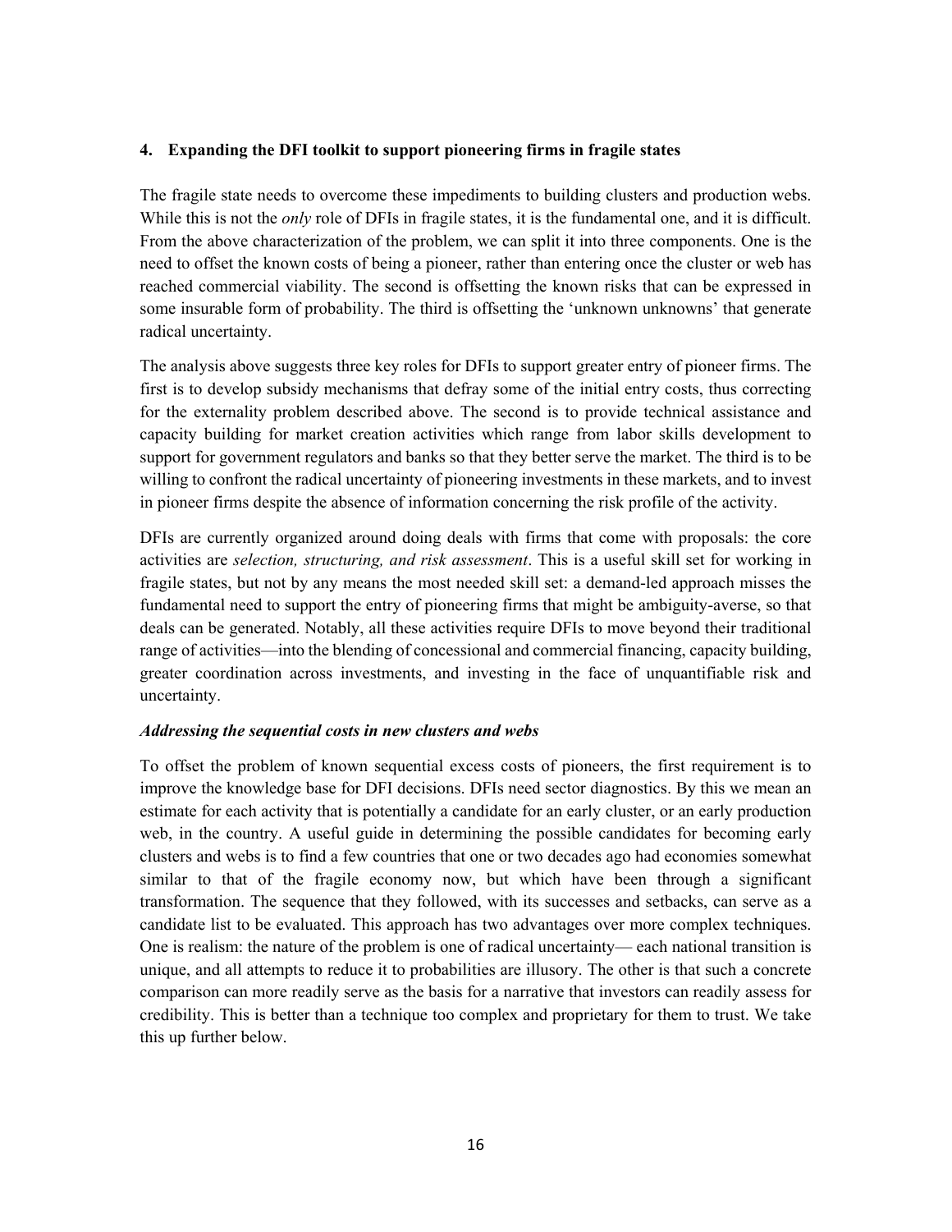## 4. Expanding the DFI toolkit to support pioneering firms in fragile states

The fragile state needs to overcome these impediments to building clusters and production webs. While this is not the *only* role of DFIs in fragile states, it is the fundamental one, and it is difficult. From the above characterization of the problem, we can split it into three components. One is the need to offset the known costs of being a pioneer, rather than entering once the cluster or web has reached commercial viability. The second is offsetting the known risks that can be expressed in some insurable form of probability. The third is offsetting the 'unknown unknowns' that generate radical uncertainty.

The analysis above suggests three key roles for DFIs to support greater entry of pioneer firms. The first is to develop subsidy mechanisms that defray some of the initial entry costs, thus correcting for the externality problem described above. The second is to provide technical assistance and capacity building for market creation activities which range from labor skills development to support for government regulators and banks so that they better serve the market. The third is to be willing to confront the radical uncertainty of pioneering investments in these markets, and to invest in pioneer firms despite the absence of information concerning the risk profile of the activity.

DFIs are currently organized around doing deals with firms that come with proposals: the core activities are *selection, structuring, and risk assessment*. This is a useful skill set for working in fragile states, but not by any means the most needed skill set: a demand-led approach misses the fundamental need to support the entry of pioneering firms that might be ambiguity-averse, so that deals can be generated. Notably, all these activities require DFIs to move beyond their traditional range of activities—into the blending of concessional and commercial financing, capacity building, greater coordination across investments, and investing in the face of unquantifiable risk and uncertainty.

### *Addressing the sequential costs in new clusters and webs*

To offset the problem of known sequential excess costs of pioneers, the first requirement is to improve the knowledge base for DFI decisions. DFIs need sector diagnostics. By this we mean an estimate for each activity that is potentially a candidate for an early cluster, or an early production web, in the country. A useful guide in determining the possible candidates for becoming early clusters and webs is to find a few countries that one or two decades ago had economies somewhat similar to that of the fragile economy now, but which have been through a significant transformation. The sequence that they followed, with its successes and setbacks, can serve as a candidate list to be evaluated. This approach has two advantages over more complex techniques. One is realism: the nature of the problem is one of radical uncertainty— each national transition is unique, and all attempts to reduce it to probabilities are illusory. The other is that such a concrete comparison can more readily serve as the basis for a narrative that investors can readily assess for credibility. This is better than a technique too complex and proprietary for them to trust. We take this up further below.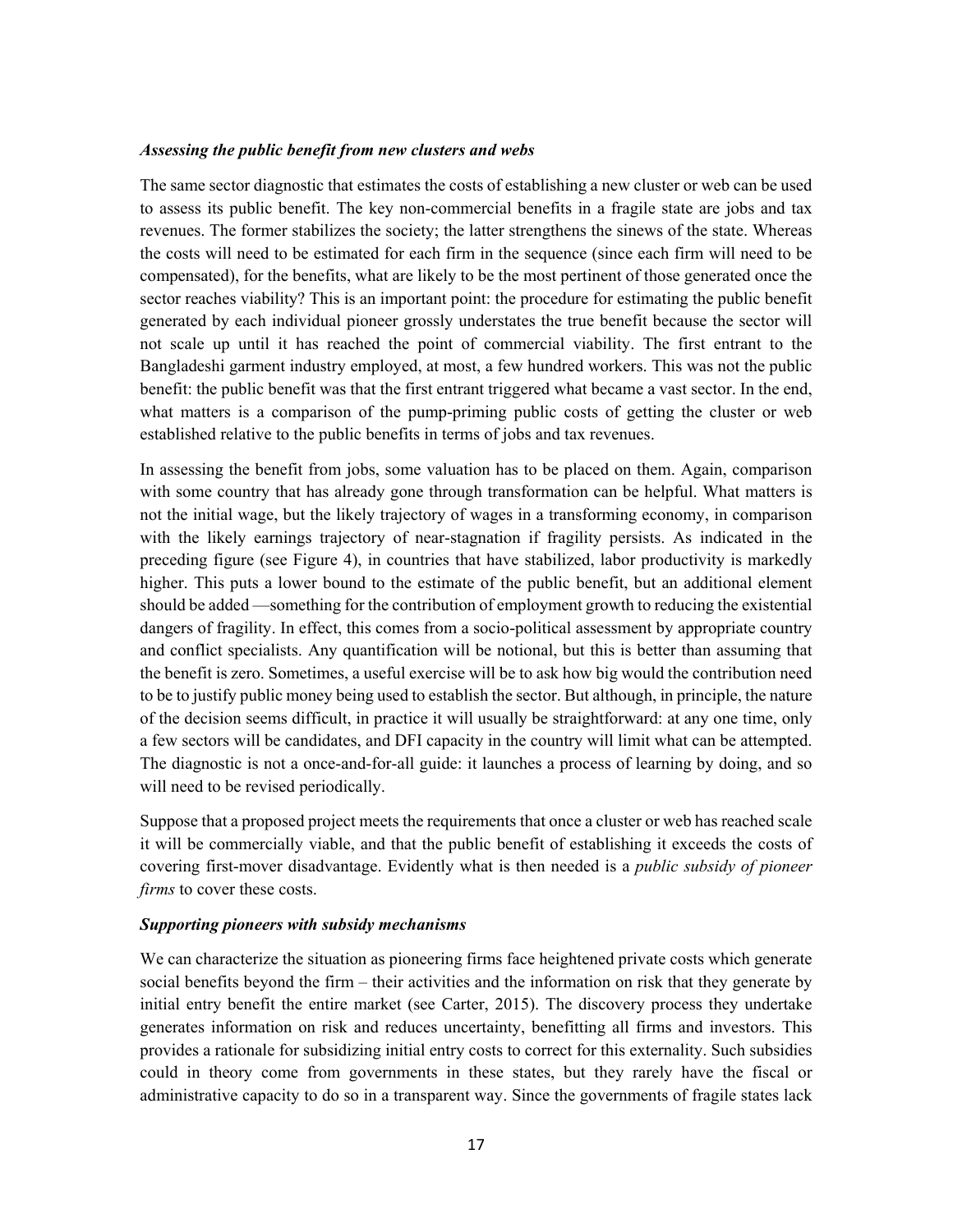### *Assessing the public benefit from new clusters and webs*

The same sector diagnostic that estimates the costs of establishing a new cluster or web can be used to assess its public benefit. The key non-commercial benefits in a fragile state are jobs and tax revenues. The former stabilizes the society; the latter strengthens the sinews of the state. Whereas the costs will need to be estimated for each firm in the sequence (since each firm will need to be compensated), for the benefits, what are likely to be the most pertinent of those generated once the sector reaches viability? This is an important point: the procedure for estimating the public benefit generated by each individual pioneer grossly understates the true benefit because the sector will not scale up until it has reached the point of commercial viability. The first entrant to the Bangladeshi garment industry employed, at most, a few hundred workers. This was not the public benefit: the public benefit was that the first entrant triggered what became a vast sector. In the end, what matters is a comparison of the pump-priming public costs of getting the cluster or web established relative to the public benefits in terms of jobs and tax revenues.

In assessing the benefit from jobs, some valuation has to be placed on them. Again, comparison with some country that has already gone through transformation can be helpful. What matters is not the initial wage, but the likely trajectory of wages in a transforming economy, in comparison with the likely earnings trajectory of near-stagnation if fragility persists. As indicated in the preceding figure (see Figure 4), in countries that have stabilized, labor productivity is markedly higher. This puts a lower bound to the estimate of the public benefit, but an additional element should be added —something for the contribution of employment growth to reducing the existential dangers of fragility. In effect, this comes from a socio-political assessment by appropriate country and conflict specialists. Any quantification will be notional, but this is better than assuming that the benefit is zero. Sometimes, a useful exercise will be to ask how big would the contribution need to be to justify public money being used to establish the sector. But although, in principle, the nature of the decision seems difficult, in practice it will usually be straightforward: at any one time, only a few sectors will be candidates, and DFI capacity in the country will limit what can be attempted. The diagnostic is not a once-and-for-all guide: it launches a process of learning by doing, and so will need to be revised periodically.

Suppose that a proposed project meets the requirements that once a cluster or web has reached scale it will be commercially viable, and that the public benefit of establishing it exceeds the costs of covering first-mover disadvantage. Evidently what is then needed is a *public subsidy of pioneer firms* to cover these costs.

### *Supporting pioneers with subsidy mechanisms*

We can characterize the situation as pioneering firms face heightened private costs which generate social benefits beyond the firm – their activities and the information on risk that they generate by initial entry benefit the entire market (see Carter, 2015). The discovery process they undertake generates information on risk and reduces uncertainty, benefitting all firms and investors. This provides a rationale for subsidizing initial entry costs to correct for this externality. Such subsidies could in theory come from governments in these states, but they rarely have the fiscal or administrative capacity to do so in a transparent way. Since the governments of fragile states lack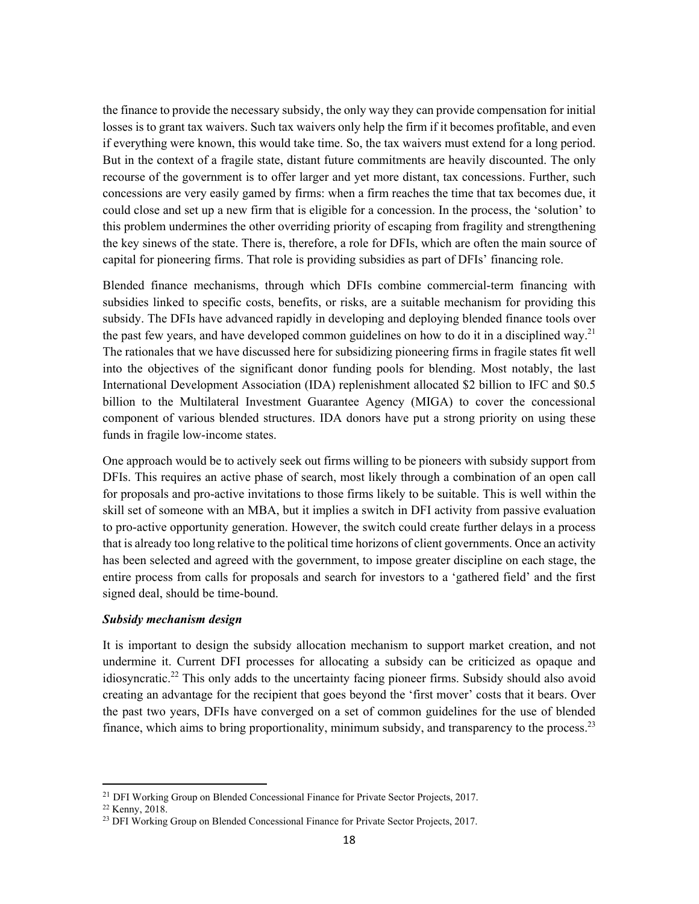the finance to provide the necessary subsidy, the only way they can provide compensation for initial losses is to grant tax waivers. Such tax waivers only help the firm if it becomes profitable, and even if everything were known, this would take time. So, the tax waivers must extend for a long period. But in the context of a fragile state, distant future commitments are heavily discounted. The only recourse of the government is to offer larger and yet more distant, tax concessions. Further, such concessions are very easily gamed by firms: when a firm reaches the time that tax becomes due, it could close and set up a new firm that is eligible for a concession. In the process, the 'solution' to this problem undermines the other overriding priority of escaping from fragility and strengthening the key sinews of the state. There is, therefore, a role for DFIs, which are often the main source of capital for pioneering firms. That role is providing subsidies as part of DFIs' financing role.

Blended finance mechanisms, through which DFIs combine commercial-term financing with subsidies linked to specific costs, benefits, or risks, are a suitable mechanism for providing this subsidy. The DFIs have advanced rapidly in developing and deploying blended finance tools over the past few years, and have developed common guidelines on how to do it in a disciplined way.[21] The rationales that we have discussed here for subsidizing pioneering firms in fragile states fit well into the objectives of the significant donor funding pools for blending. Most notably, the last International Development Association (IDA) replenishment allocated $2 billion to IFC and $0.5 billion to the Multilateral Investment Guarantee Agency (MIGA) to cover the concessional component of various blended structures. IDA donors have put a strong priority on using these funds in fragile low-income states.

One approach would be to actively seek out firms willing to be pioneers with subsidy support from DFIs. This requires an active phase of search, most likely through a combination of an open call for proposals and pro-active invitations to those firms likely to be suitable. This is well within the skill set of someone with an MBA, but it implies a switch in DFI activity from passive evaluation to pro-active opportunity generation. However, the switch could create further delays in a process that is already too long relative to the political time horizons of client governments. Once an activity has been selected and agreed with the government, to impose greater discipline on each stage, the entire process from calls for proposals and search for investors to a 'gathered field' and the first signed deal, should be time-bound.

***Subsidy mechanism design***

It is important to design the subsidy allocation mechanism to support market creation, and not undermine it. Current DFI processes for allocating a subsidy can be criticized as opaque and idiosyncratic.[22] This only adds to the uncertainty facing pioneer firms. Subsidy should also avoid creating an advantage for the recipient that goes beyond the 'first mover' costs that it bears. Over the past two years, DFIs have converged on a set of common guidelines for the use of blended finance, which aims to bring proportionality, minimum subsidy, and transparency to the process.[23]

---

[21] DFI Working Group on Blended Concessional Finance for Private Sector Projects, 2017.

[22] Kenny, 2018.

[23] DFI Working Group on Blended Concessional Finance for Private Sector Projects, 2017.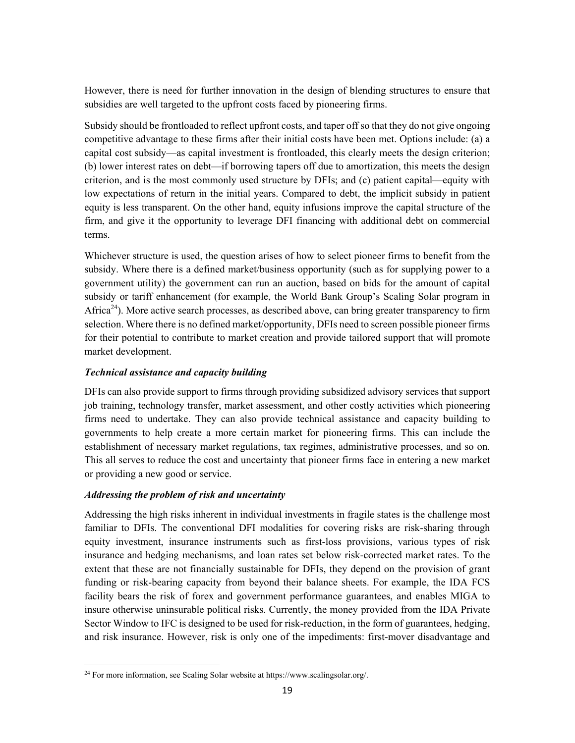However, there is need for further innovation in the design of blending structures to ensure that subsidies are well targeted to the upfront costs faced by pioneering firms.

Subsidy should be frontloaded to reflect upfront costs, and taper off so that they do not give ongoing competitive advantage to these firms after their initial costs have been met. Options include: (a) a capital cost subsidy—as capital investment is frontloaded, this clearly meets the design criterion; (b) lower interest rates on debt—if borrowing tapers off due to amortization, this meets the design criterion, and is the most commonly used structure by DFIs; and (c) patient capital—equity with low expectations of return in the initial years. Compared to debt, the implicit subsidy in patient equity is less transparent. On the other hand, equity infusions improve the capital structure of the firm, and give it the opportunity to leverage DFI financing with additional debt on commercial terms.

Whichever structure is used, the question arises of how to select pioneer firms to benefit from the subsidy. Where there is a defined market/business opportunity (such as for supplying power to a government utility) the government can run an auction, based on bids for the amount of capital subsidy or tariff enhancement (for example, the World Bank Group's Scaling Solar program in Africa[24]). More active search processes, as described above, can bring greater transparency to firm selection. Where there is no defined market/opportunity, DFIs need to screen possible pioneer firms for their potential to contribute to market creation and provide tailored support that will promote market development.

***Technical assistance and capacity building***

DFIs can also provide support to firms through providing subsidized advisory services that support job training, technology transfer, market assessment, and other costly activities which pioneering firms need to undertake. They can also provide technical assistance and capacity building to governments to help create a more certain market for pioneering firms. This can include the establishment of necessary market regulations, tax regimes, administrative processes, and so on. This all serves to reduce the cost and uncertainty that pioneer firms face in entering a new market or providing a new good or service.

***Addressing the problem of risk and uncertainty***

Addressing the high risks inherent in individual investments in fragile states is the challenge most familiar to DFIs. The conventional DFI modalities for covering risks are risk-sharing through equity investment, insurance instruments such as first-loss provisions, various types of risk insurance and hedging mechanisms, and loan rates set below risk-corrected market rates. To the extent that these are not financially sustainable for DFIs, they depend on the provision of grant funding or risk-bearing capacity from beyond their balance sheets. For example, the IDA FCS facility bears the risk of forex and government performance guarantees, and enables MIGA to insure otherwise uninsurable political risks. Currently, the money provided from the IDA Private Sector Window to IFC is designed to be used for risk-reduction, in the form of guarantees, hedging, and risk insurance. However, risk is only one of the impediments: first-mover disadvantage and

[24] For more information, see Scaling Solar website at https://www.scalingsolar.org/.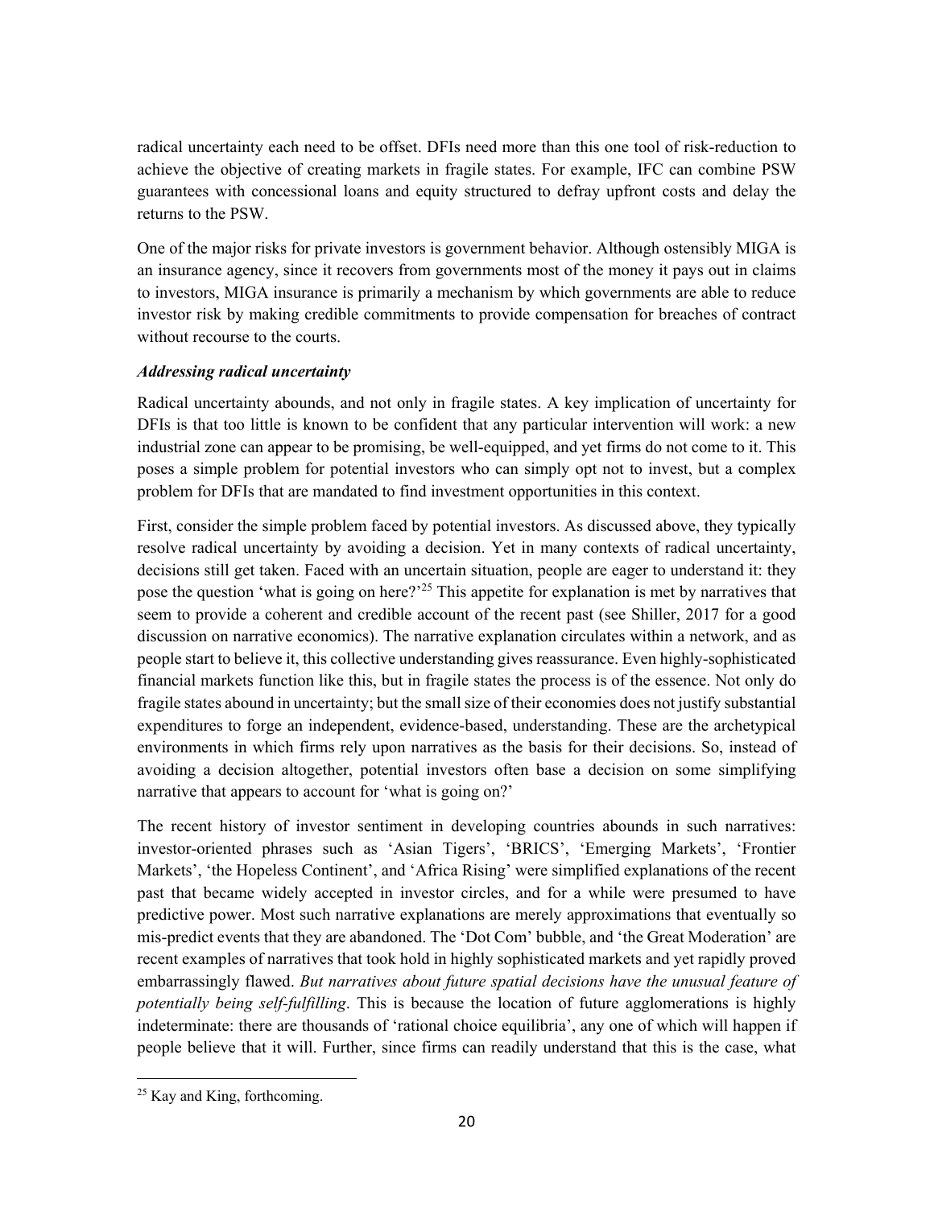radical uncertainty each need to be offset. DFIs need more than this one tool of risk-reduction to achieve the objective of creating markets in fragile states. For example, IFC can combine PSW guarantees with concessional loans and equity structured to defray upfront costs and delay the returns to the PSW.

One of the major risks for private investors is government behavior. Although ostensibly MIGA is an insurance agency, since it recovers from governments most of the money it pays out in claims to investors, MIGA insurance is primarily a mechanism by which governments are able to reduce investor risk by making credible commitments to provide compensation for breaches of contract without recourse to the courts.

### *Addressing radical uncertainty*

Radical uncertainty abounds, and not only in fragile states. A key implication of uncertainty for DFIs is that too little is known to be confident that any particular intervention will work: a new industrial zone can appear to be promising, be well-equipped, and yet firms do not come to it. This poses a simple problem for potential investors who can simply opt not to invest, but a complex problem for DFIs that are mandated to find investment opportunities in this context.

First, consider the simple problem faced by potential investors. As discussed above, they typically resolve radical uncertainty by avoiding a decision. Yet in many contexts of radical uncertainty, decisions still get taken. Faced with an uncertain situation, people are eager to understand it: they pose the question 'what is going on here?'[25] This appetite for explanation is met by narratives that seem to provide a coherent and credible account of the recent past (see Shiller, 2017 for a good discussion on narrative economics). The narrative explanation circulates within a network, and as people start to believe it, this collective understanding gives reassurance. Even highly-sophisticated financial markets function like this, but in fragile states the process is of the essence. Not only do fragile states abound in uncertainty; but the small size of their economies does not justify substantial expenditures to forge an independent, evidence-based, understanding. These are the archetypical environments in which firms rely upon narratives as the basis for their decisions. So, instead of avoiding a decision altogether, potential investors often base a decision on some simplifying narrative that appears to account for 'what is going on?'

The recent history of investor sentiment in developing countries abounds in such narratives: investor-oriented phrases such as 'Asian Tigers', 'BRICS', 'Emerging Markets', 'Frontier Markets', 'the Hopeless Continent', and 'Africa Rising' were simplified explanations of the recent past that became widely accepted in investor circles, and for a while were presumed to have predictive power. Most such narrative explanations are merely approximations that eventually so mis-predict events that they are abandoned. The 'Dot Com' bubble, and 'the Great Moderation' are recent examples of narratives that took hold in highly sophisticated markets and yet rapidly proved embarrassingly flawed. *But narratives about future spatial decisions have the unusual feature of potentially being self-fulfilling*. This is because the location of future agglomerations is highly indeterminate: there are thousands of 'rational choice equilibria', any one of which will happen if people believe that it will. Further, since firms can readily understand that this is the case, what

[25] Kay and King, forthcoming.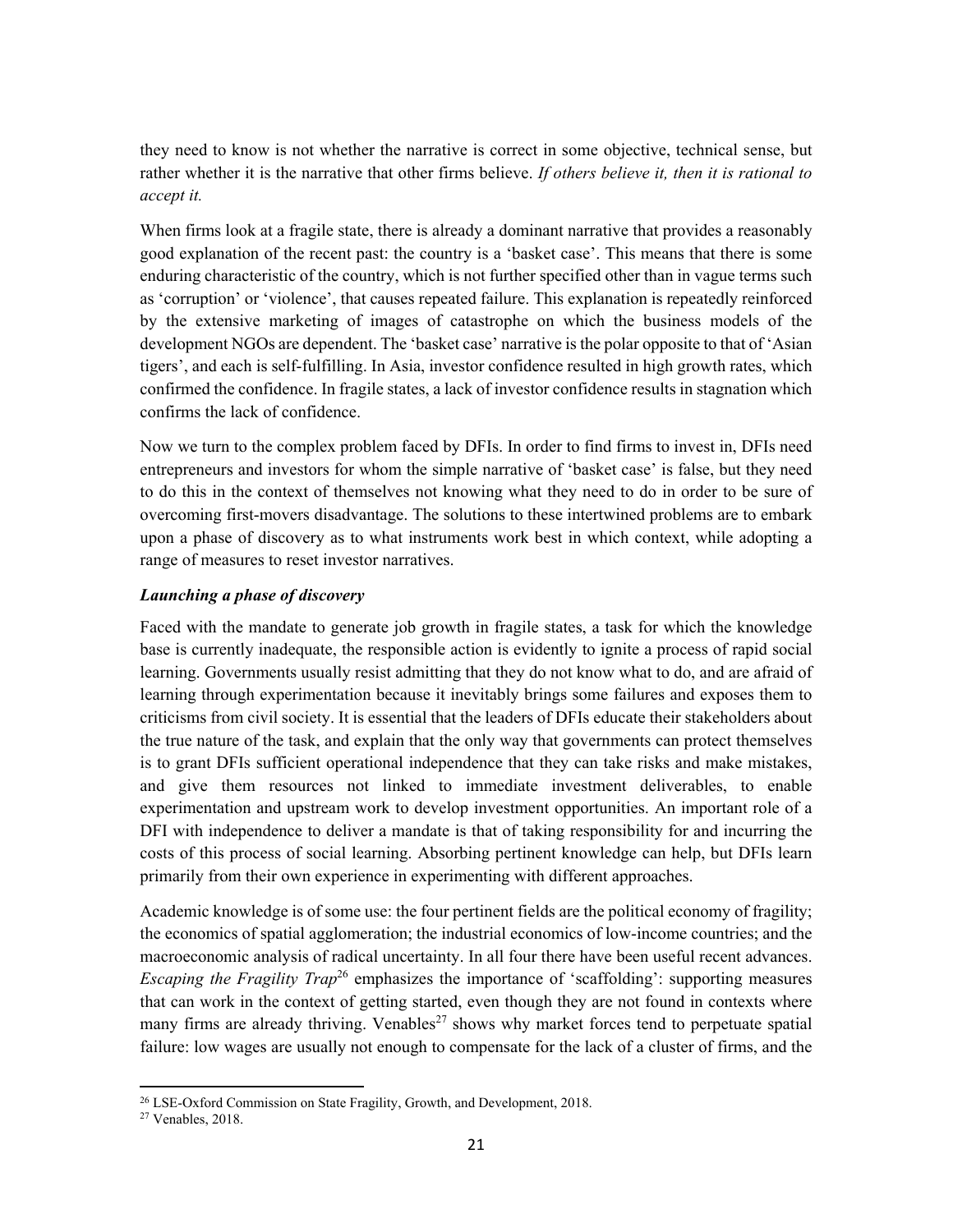they need to know is not whether the narrative is correct in some objective, technical sense, but rather whether it is the narrative that other firms believe. *If others believe it, then it is rational to accept it.*

When firms look at a fragile state, there is already a dominant narrative that provides a reasonably good explanation of the recent past: the country is a 'basket case'. This means that there is some enduring characteristic of the country, which is not further specified other than in vague terms such as 'corruption' or 'violence', that causes repeated failure. This explanation is repeatedly reinforced by the extensive marketing of images of catastrophe on which the business models of the development NGOs are dependent. The 'basket case' narrative is the polar opposite to that of 'Asian tigers', and each is self-fulfilling. In Asia, investor confidence resulted in high growth rates, which confirmed the confidence. In fragile states, a lack of investor confidence results in stagnation which confirms the lack of confidence.

Now we turn to the complex problem faced by DFIs. In order to find firms to invest in, DFIs need entrepreneurs and investors for whom the simple narrative of 'basket case' is false, but they need to do this in the context of themselves not knowing what they need to do in order to be sure of overcoming first-movers disadvantage. The solutions to these intertwined problems are to embark upon a phase of discovery as to what instruments work best in which context, while adopting a range of measures to reset investor narratives.

***Launching a phase of discovery***

Faced with the mandate to generate job growth in fragile states, a task for which the knowledge base is currently inadequate, the responsible action is evidently to ignite a process of rapid social learning. Governments usually resist admitting that they do not know what to do, and are afraid of learning through experimentation because it inevitably brings some failures and exposes them to criticisms from civil society. It is essential that the leaders of DFIs educate their stakeholders about the true nature of the task, and explain that the only way that governments can protect themselves is to grant DFIs sufficient operational independence that they can take risks and make mistakes, and give them resources not linked to immediate investment deliverables, to enable experimentation and upstream work to develop investment opportunities. An important role of a DFI with independence to deliver a mandate is that of taking responsibility for and incurring the costs of this process of social learning. Absorbing pertinent knowledge can help, but DFIs learn primarily from their own experience in experimenting with different approaches.

Academic knowledge is of some use: the four pertinent fields are the political economy of fragility; the economics of spatial agglomeration; the industrial economics of low-income countries; and the macroeconomic analysis of radical uncertainty. In all four there have been useful recent advances. *Escaping the Fragility Trap*[26] emphasizes the importance of 'scaffolding': supporting measures that can work in the context of getting started, even though they are not found in contexts where many firms are already thriving. Venables[27] shows why market forces tend to perpetuate spatial failure: low wages are usually not enough to compensate for the lack of a cluster of firms, and the

---

[26] LSE-Oxford Commission on State Fragility, Growth, and Development, 2018.

[27] Venables, 2018.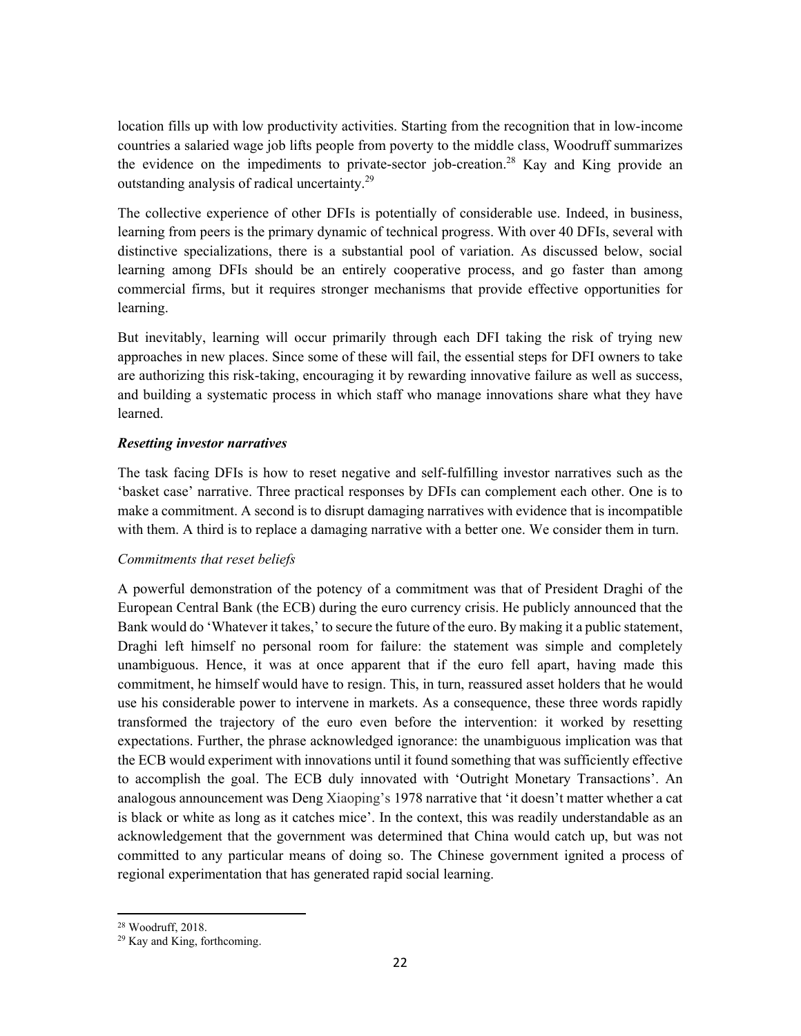location fills up with low productivity activities. Starting from the recognition that in low-income countries a salaried wage job lifts people from poverty to the middle class, Woodruff summarizes the evidence on the impediments to private-sector job-creation.[28] Kay and King provide an outstanding analysis of radical uncertainty.[29]

The collective experience of other DFIs is potentially of considerable use. Indeed, in business, learning from peers is the primary dynamic of technical progress. With over 40 DFIs, several with distinctive specializations, there is a substantial pool of variation. As discussed below, social learning among DFIs should be an entirely cooperative process, and go faster than among commercial firms, but it requires stronger mechanisms that provide effective opportunities for learning.

But inevitably, learning will occur primarily through each DFI taking the risk of trying new approaches in new places. Since some of these will fail, the essential steps for DFI owners to take are authorizing this risk-taking, encouraging it by rewarding innovative failure as well as success, and building a systematic process in which staff who manage innovations share what they have learned.

***Resetting investor narratives***

The task facing DFIs is how to reset negative and self-fulfilling investor narratives such as the 'basket case' narrative. Three practical responses by DFIs can complement each other. One is to make a commitment. A second is to disrupt damaging narratives with evidence that is incompatible with them. A third is to replace a damaging narrative with a better one. We consider them in turn.

*Commitments that reset beliefs*

A powerful demonstration of the potency of a commitment was that of President Draghi of the European Central Bank (the ECB) during the euro currency crisis. He publicly announced that the Bank would do 'Whatever it takes,' to secure the future of the euro. By making it a public statement, Draghi left himself no personal room for failure: the statement was simple and completely unambiguous. Hence, it was at once apparent that if the euro fell apart, having made this commitment, he himself would have to resign. This, in turn, reassured asset holders that he would use his considerable power to intervene in markets. As a consequence, these three words rapidly transformed the trajectory of the euro even before the intervention: it worked by resetting expectations. Further, the phrase acknowledged ignorance: the unambiguous implication was that the ECB would experiment with innovations until it found something that was sufficiently effective to accomplish the goal. The ECB duly innovated with 'Outright Monetary Transactions'. An analogous announcement was Deng Xiaoping's 1978 narrative that 'it doesn't matter whether a cat is black or white as long as it catches mice'. In the context, this was readily understandable as an acknowledgement that the government was determined that China would catch up, but was not committed to any particular means of doing so. The Chinese government ignited a process of regional experimentation that has generated rapid social learning.

---

[28] Woodruff, 2018.

[29] Kay and King, forthcoming.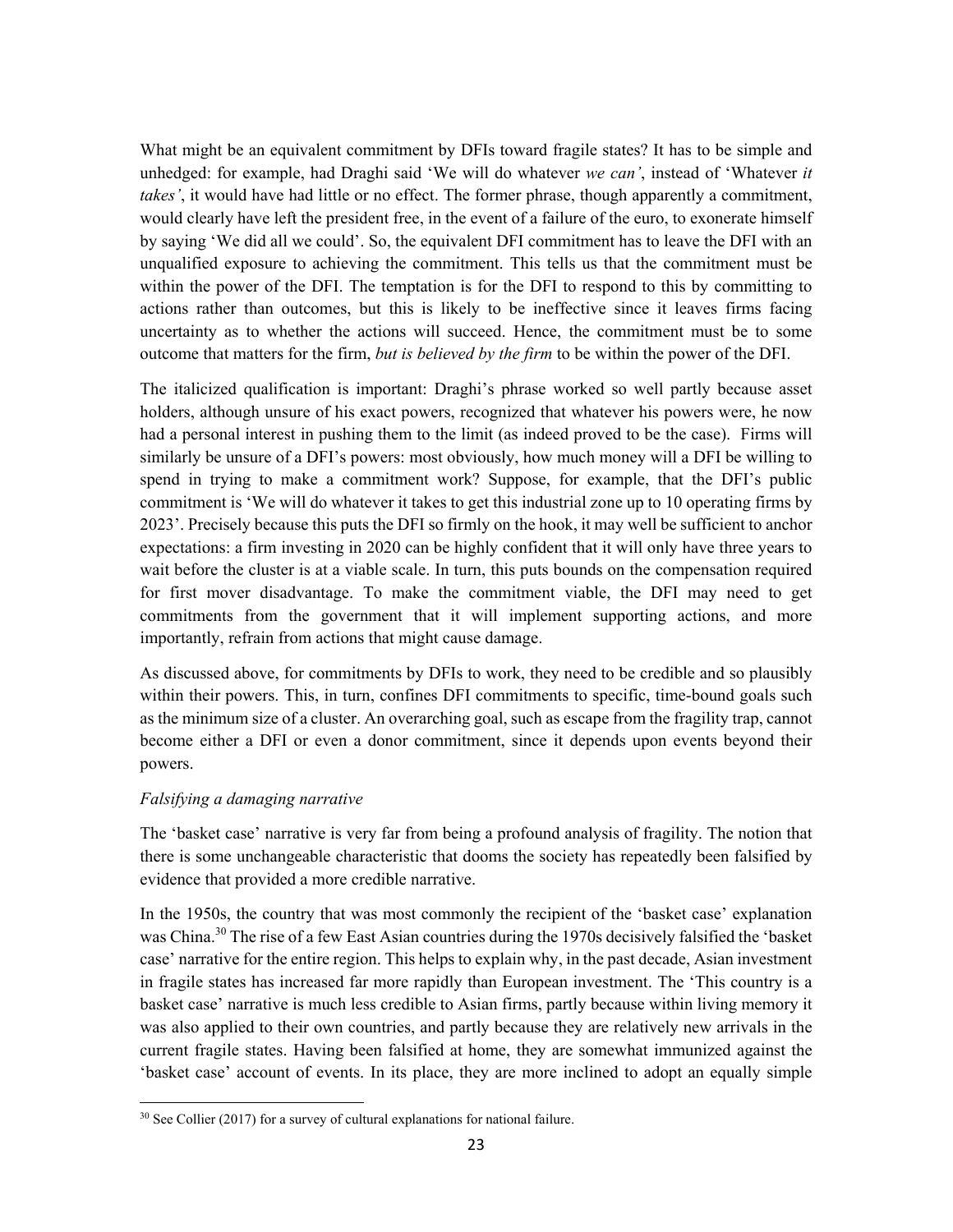What might be an equivalent commitment by DFIs toward fragile states? It has to be simple and unhedged: for example, had Draghi said 'We will do whatever *we can'*, instead of 'Whatever *it takes'*, it would have had little or no effect. The former phrase, though apparently a commitment, would clearly have left the president free, in the event of a failure of the euro, to exonerate himself by saying 'We did all we could'. So, the equivalent DFI commitment has to leave the DFI with an unqualified exposure to achieving the commitment. This tells us that the commitment must be within the power of the DFI. The temptation is for the DFI to respond to this by committing to actions rather than outcomes, but this is likely to be ineffective since it leaves firms facing uncertainty as to whether the actions will succeed. Hence, the commitment must be to some outcome that matters for the firm, *but is believed by the firm* to be within the power of the DFI.

The italicized qualification is important: Draghi's phrase worked so well partly because asset holders, although unsure of his exact powers, recognized that whatever his powers were, he now had a personal interest in pushing them to the limit (as indeed proved to be the case). Firms will similarly be unsure of a DFI's powers: most obviously, how much money will a DFI be willing to spend in trying to make a commitment work? Suppose, for example, that the DFI's public commitment is 'We will do whatever it takes to get this industrial zone up to 10 operating firms by 2023'. Precisely because this puts the DFI so firmly on the hook, it may well be sufficient to anchor expectations: a firm investing in 2020 can be highly confident that it will only have three years to wait before the cluster is at a viable scale. In turn, this puts bounds on the compensation required for first mover disadvantage. To make the commitment viable, the DFI may need to get commitments from the government that it will implement supporting actions, and more importantly, refrain from actions that might cause damage.

As discussed above, for commitments by DFIs to work, they need to be credible and so plausibly within their powers. This, in turn, confines DFI commitments to specific, time-bound goals such as the minimum size of a cluster. An overarching goal, such as escape from the fragility trap, cannot become either a DFI or even a donor commitment, since it depends upon events beyond their powers.

*Falsifying a damaging narrative*

The 'basket case' narrative is very far from being a profound analysis of fragility. The notion that there is some unchangeable characteristic that dooms the society has repeatedly been falsified by evidence that provided a more credible narrative.

In the 1950s, the country that was most commonly the recipient of the 'basket case' explanation was China.[30] The rise of a few East Asian countries during the 1970s decisively falsified the 'basket case' narrative for the entire region. This helps to explain why, in the past decade, Asian investment in fragile states has increased far more rapidly than European investment. The 'This country is a basket case' narrative is much less credible to Asian firms, partly because within living memory it was also applied to their own countries, and partly because they are relatively new arrivals in the current fragile states. Having been falsified at home, they are somewhat immunized against the 'basket case' account of events. In its place, they are more inclined to adopt an equally simple

[30] See Collier (2017) for a survey of cultural explanations for national failure.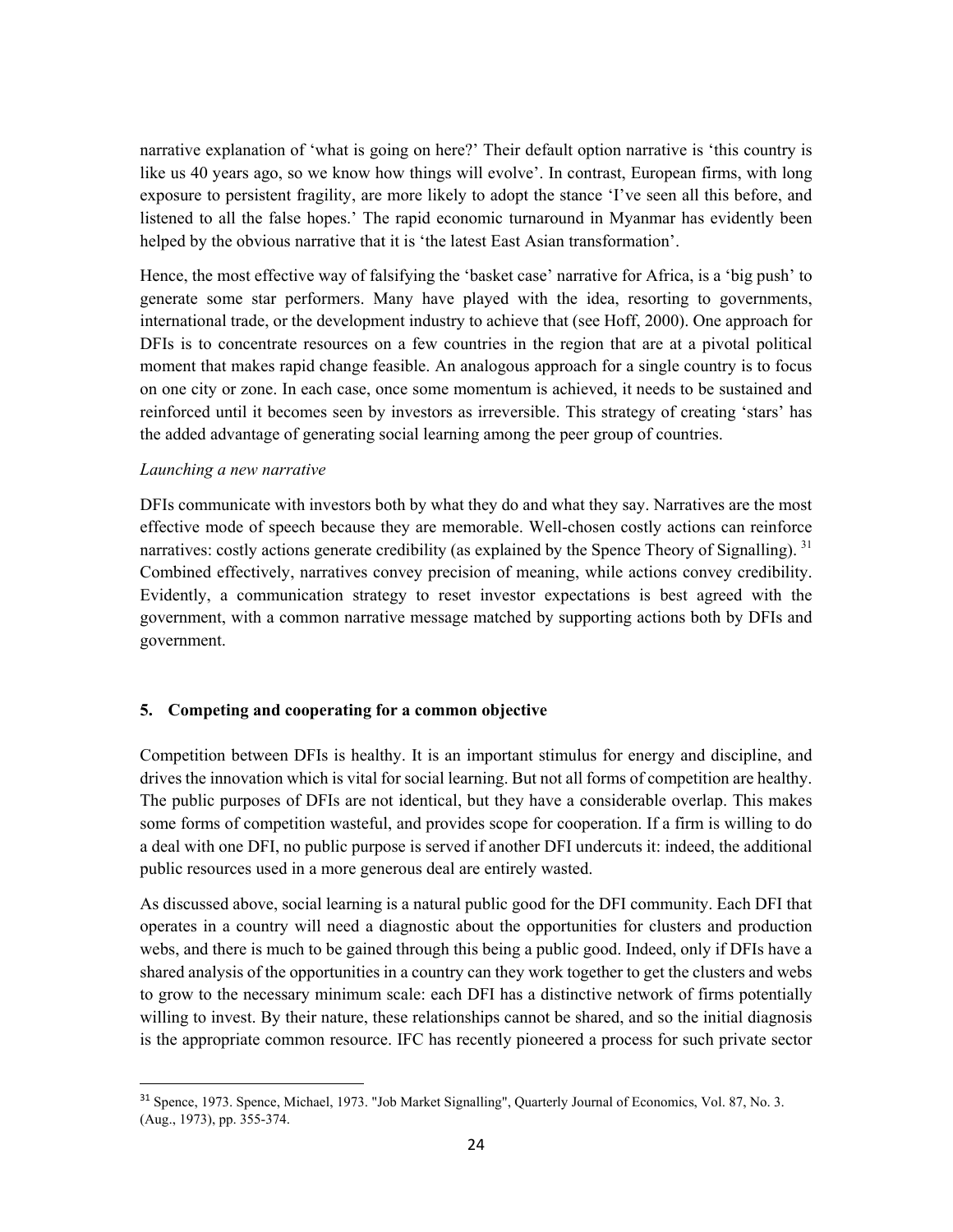narrative explanation of 'what is going on here?' Their default option narrative is 'this country is like us 40 years ago, so we know how things will evolve'. In contrast, European firms, with long exposure to persistent fragility, are more likely to adopt the stance 'I've seen all this before, and listened to all the false hopes.' The rapid economic turnaround in Myanmar has evidently been helped by the obvious narrative that it is 'the latest East Asian transformation'.

Hence, the most effective way of falsifying the 'basket case' narrative for Africa, is a 'big push' to generate some star performers. Many have played with the idea, resorting to governments, international trade, or the development industry to achieve that (see Hoff, 2000). One approach for DFIs is to concentrate resources on a few countries in the region that are at a pivotal political moment that makes rapid change feasible. An analogous approach for a single country is to focus on one city or zone. In each case, once some momentum is achieved, it needs to be sustained and reinforced until it becomes seen by investors as irreversible. This strategy of creating 'stars' has the added advantage of generating social learning among the peer group of countries.

*Launching a new narrative*

DFIs communicate with investors both by what they do and what they say. Narratives are the most effective mode of speech because they are memorable. Well-chosen costly actions can reinforce narratives: costly actions generate credibility (as explained by the Spence Theory of Signalling). [31] Combined effectively, narratives convey precision of meaning, while actions convey credibility. Evidently, a communication strategy to reset investor expectations is best agreed with the government, with a common narrative message matched by supporting actions both by DFIs and government.

## 5. Competing and cooperating for a common objective

Competition between DFIs is healthy. It is an important stimulus for energy and discipline, and drives the innovation which is vital for social learning. But not all forms of competition are healthy. The public purposes of DFIs are not identical, but they have a considerable overlap. This makes some forms of competition wasteful, and provides scope for cooperation. If a firm is willing to do a deal with one DFI, no public purpose is served if another DFI undercuts it: indeed, the additional public resources used in a more generous deal are entirely wasted.

As discussed above, social learning is a natural public good for the DFI community. Each DFI that operates in a country will need a diagnostic about the opportunities for clusters and production webs, and there is much to be gained through this being a public good. Indeed, only if DFIs have a shared analysis of the opportunities in a country can they work together to get the clusters and webs to grow to the necessary minimum scale: each DFI has a distinctive network of firms potentially willing to invest. By their nature, these relationships cannot be shared, and so the initial diagnosis is the appropriate common resource. IFC has recently pioneered a process for such private sector

[31] Spence, 1973. Spence, Michael, 1973. "Job Market Signalling", Quarterly Journal of Economics, Vol. 87, No. 3. (Aug., 1973), pp. 355-374.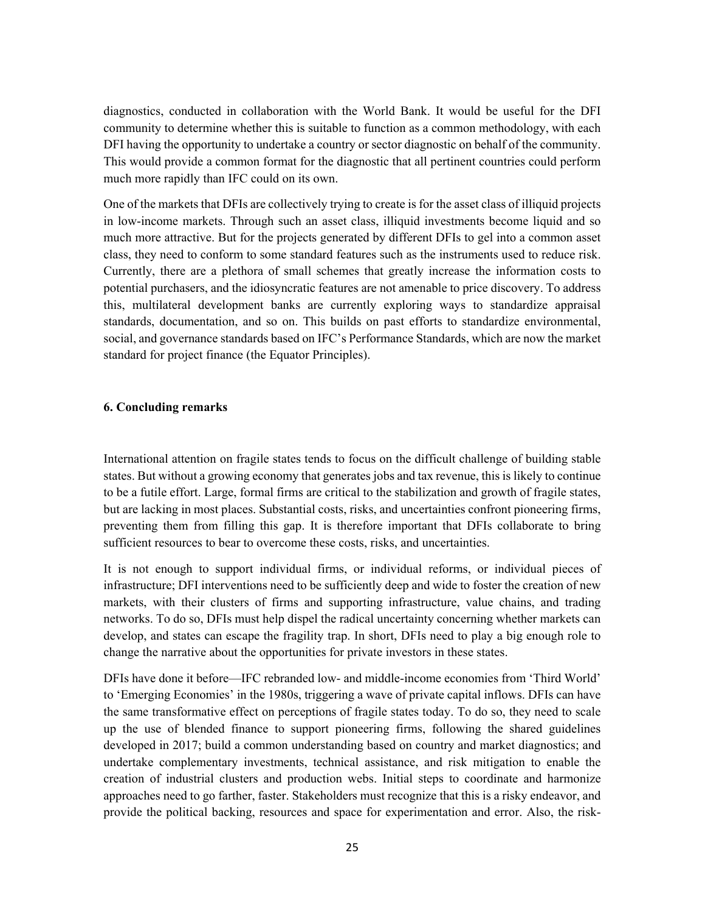diagnostics, conducted in collaboration with the World Bank. It would be useful for the DFI community to determine whether this is suitable to function as a common methodology, with each DFI having the opportunity to undertake a country or sector diagnostic on behalf of the community. This would provide a common format for the diagnostic that all pertinent countries could perform much more rapidly than IFC could on its own.

One of the markets that DFIs are collectively trying to create is for the asset class of illiquid projects in low-income markets. Through such an asset class, illiquid investments become liquid and so much more attractive. But for the projects generated by different DFIs to gel into a common asset class, they need to conform to some standard features such as the instruments used to reduce risk. Currently, there are a plethora of small schemes that greatly increase the information costs to potential purchasers, and the idiosyncratic features are not amenable to price discovery. To address this, multilateral development banks are currently exploring ways to standardize appraisal standards, documentation, and so on. This builds on past efforts to standardize environmental, social, and governance standards based on IFC's Performance Standards, which are now the market standard for project finance (the Equator Principles).

## 6. Concluding remarks

International attention on fragile states tends to focus on the difficult challenge of building stable states. But without a growing economy that generates jobs and tax revenue, this is likely to continue to be a futile effort. Large, formal firms are critical to the stabilization and growth of fragile states, but are lacking in most places. Substantial costs, risks, and uncertainties confront pioneering firms, preventing them from filling this gap. It is therefore important that DFIs collaborate to bring sufficient resources to bear to overcome these costs, risks, and uncertainties.

It is not enough to support individual firms, or individual reforms, or individual pieces of infrastructure; DFI interventions need to be sufficiently deep and wide to foster the creation of new markets, with their clusters of firms and supporting infrastructure, value chains, and trading networks. To do so, DFIs must help dispel the radical uncertainty concerning whether markets can develop, and states can escape the fragility trap. In short, DFIs need to play a big enough role to change the narrative about the opportunities for private investors in these states.

DFIs have done it before—IFC rebranded low- and middle-income economies from 'Third World' to 'Emerging Economies' in the 1980s, triggering a wave of private capital inflows. DFIs can have the same transformative effect on perceptions of fragile states today. To do so, they need to scale up the use of blended finance to support pioneering firms, following the shared guidelines developed in 2017; build a common understanding based on country and market diagnostics; and undertake complementary investments, technical assistance, and risk mitigation to enable the creation of industrial clusters and production webs. Initial steps to coordinate and harmonize approaches need to go farther, faster. Stakeholders must recognize that this is a risky endeavor, and provide the political backing, resources and space for experimentation and error. Also, the risk-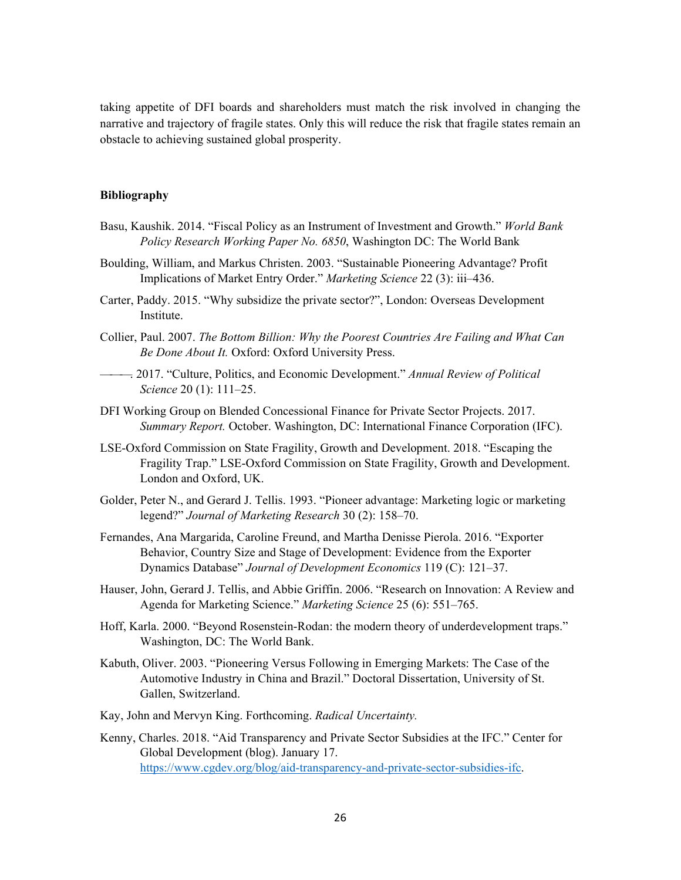taking appetite of DFI boards and shareholders must match the risk involved in changing the narrative and trajectory of fragile states. Only this will reduce the risk that fragile states remain an obstacle to achieving sustained global prosperity.

**Bibliography**

Basu, Kaushik. 2014. "Fiscal Policy as an Instrument of Investment and Growth." *World Bank Policy Research Working Paper No. 6850*, Washington DC: The World Bank

Boulding, William, and Markus Christen. 2003. "Sustainable Pioneering Advantage? Profit Implications of Market Entry Order." *Marketing Science* 22 (3): iii–436.

Carter, Paddy. 2015. "Why subsidize the private sector?", London: Overseas Development Institute.

Collier, Paul. 2007. *The Bottom Billion: Why the Poorest Countries Are Failing and What Can Be Done About It.* Oxford: Oxford University Press.

———. 2017. "Culture, Politics, and Economic Development." *Annual Review of Political Science* 20 (1): 111–25.

DFI Working Group on Blended Concessional Finance for Private Sector Projects. 2017. *Summary Report.* October. Washington, DC: International Finance Corporation (IFC).

LSE-Oxford Commission on State Fragility, Growth and Development. 2018. "Escaping the Fragility Trap." LSE-Oxford Commission on State Fragility, Growth and Development. London and Oxford, UK.

Golder, Peter N., and Gerard J. Tellis. 1993. "Pioneer advantage: Marketing logic or marketing legend?" *Journal of Marketing Research* 30 (2): 158–70.

Fernandes, Ana Margarida, Caroline Freund, and Martha Denisse Pierola. 2016. "Exporter Behavior, Country Size and Stage of Development: Evidence from the Exporter Dynamics Database" *Journal of Development Economics* 119 (C): 121–37.

Hauser, John, Gerard J. Tellis, and Abbie Griffin. 2006. "Research on Innovation: A Review and Agenda for Marketing Science." *Marketing Science* 25 (6): 551–765.

Hoff, Karla. 2000. "Beyond Rosenstein-Rodan: the modern theory of underdevelopment traps." Washington, DC: The World Bank.

Kabuth, Oliver. 2003. "Pioneering Versus Following in Emerging Markets: The Case of the Automotive Industry in China and Brazil." Doctoral Dissertation, University of St. Gallen, Switzerland.

Kay, John and Mervyn King. Forthcoming. *Radical Uncertainty.*

Kenny, Charles. 2018. "Aid Transparency and Private Sector Subsidies at the IFC." Center for Global Development (blog). January 17. https://www.cgdev.org/blog/aid-transparency-and-private-sector-subsidies-ifc.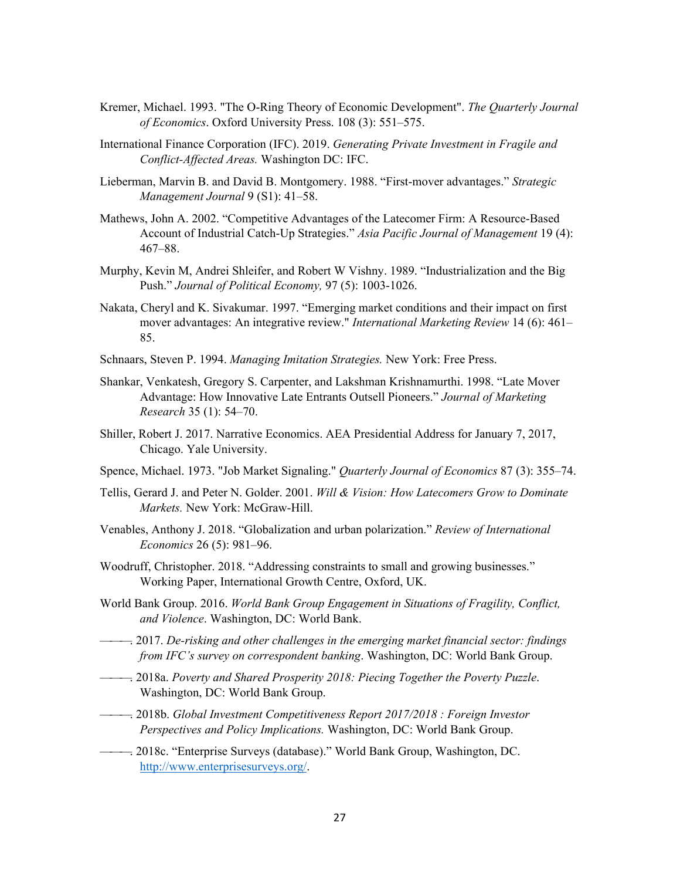Kremer, Michael. 1993. "The O-Ring Theory of Economic Development". *The Quarterly Journal of Economics*. Oxford University Press. 108 (3): 551–575.

International Finance Corporation (IFC). 2019. *Generating Private Investment in Fragile and Conflict-Affected Areas.* Washington DC: IFC.

Lieberman, Marvin B. and David B. Montgomery. 1988. "First-mover advantages." *Strategic Management Journal* 9 (S1): 41–58.

Mathews, John A. 2002. "Competitive Advantages of the Latecomer Firm: A Resource-Based Account of Industrial Catch-Up Strategies." *Asia Pacific Journal of Management* 19 (4): 467–88.

Murphy, Kevin M, Andrei Shleifer, and Robert W Vishny. 1989. "Industrialization and the Big Push." *Journal of Political Economy,* 97 (5): 1003-1026.

Nakata, Cheryl and K. Sivakumar. 1997. "Emerging market conditions and their impact on first mover advantages: An integrative review." *International Marketing Review* 14 (6): 461–85.

Schnaars, Steven P. 1994. *Managing Imitation Strategies.* New York: Free Press.

Shankar, Venkatesh, Gregory S. Carpenter, and Lakshman Krishnamurthi. 1998. "Late Mover Advantage: How Innovative Late Entrants Outsell Pioneers." *Journal of Marketing Research* 35 (1): 54–70.

Shiller, Robert J. 2017. Narrative Economics. AEA Presidential Address for January 7, 2017, Chicago. Yale University.

Spence, Michael. 1973. "Job Market Signaling." *Quarterly Journal of Economics* 87 (3): 355–74.

Tellis, Gerard J. and Peter N. Golder. 2001. *Will & Vision: How Latecomers Grow to Dominate Markets.* New York: McGraw-Hill.

Venables, Anthony J. 2018. "Globalization and urban polarization." *Review of International Economics* 26 (5): 981–96.

Woodruff, Christopher. 2018. "Addressing constraints to small and growing businesses." Working Paper, International Growth Centre, Oxford, UK.

World Bank Group. 2016. *World Bank Group Engagement in Situations of Fragility, Conflict, and Violence*. Washington, DC: World Bank.

———. 2017. *De-risking and other challenges in the emerging market financial sector: findings from IFC's survey on correspondent banking*. Washington, DC: World Bank Group.

———. 2018a. *Poverty and Shared Prosperity 2018: Piecing Together the Poverty Puzzle*. Washington, DC: World Bank Group.

———. 2018b. *Global Investment Competitiveness Report 2017/2018 : Foreign Investor Perspectives and Policy Implications.* Washington, DC: World Bank Group.

———. 2018c. "Enterprise Surveys (database)." World Bank Group, Washington, DC. http://www.enterprisesurveys.org/.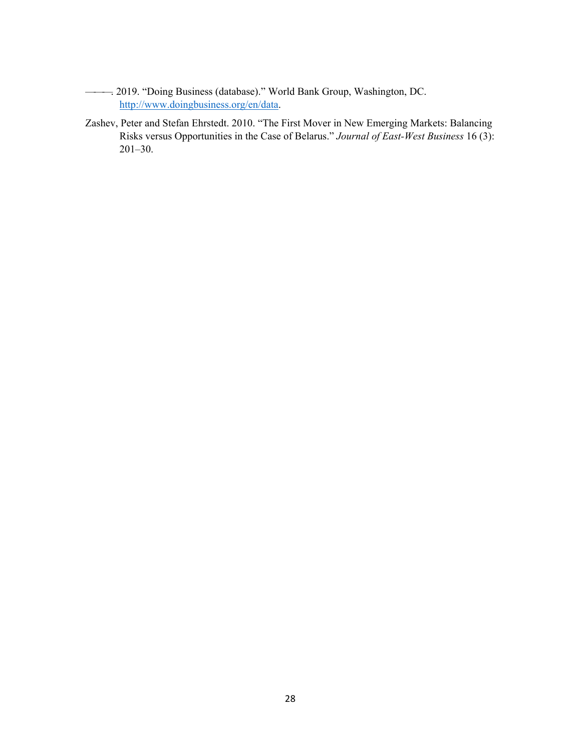———. 2019. “Doing Business (database).” World Bank Group, Washington, DC. http://www.doingbusiness.org/en/data.

Zashev, Peter and Stefan Ehrstedt. 2010. “The First Mover in New Emerging Markets: Balancing Risks versus Opportunities in the Case of Belarus.” *Journal of East-West Business* 16 (3): 201–30.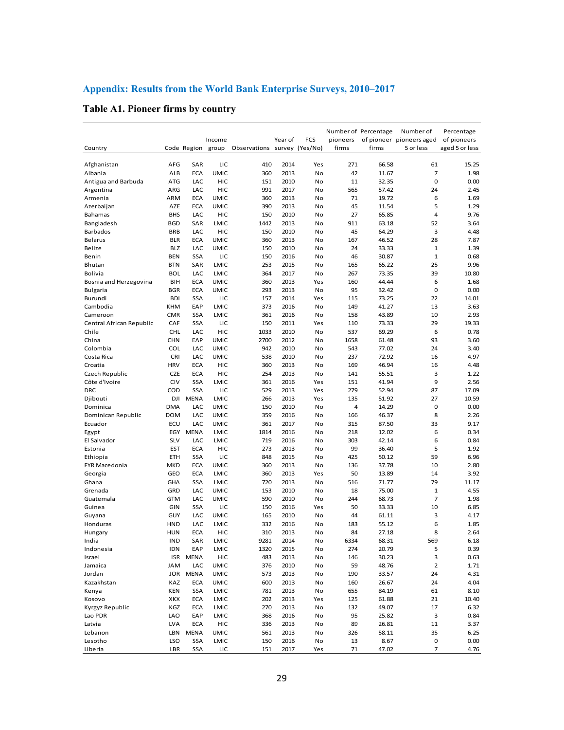## Appendix: Results from the World Bank Enterprise Surveys, 2010–2017

### Table A1. Pioneer firms by country

| Country | Code | Region | Income group | Observations | Year of survey | FCS (Yes/No) | Number of pioneers firms | Percentage of pioneer firms | Number of pioneers aged 5 or less | Percentage of pioneers aged 5 or less |
|---|---|---|---|---|---|---|---|---|---|---|
| Afghanistan | AFG | SAR | LIC | 410 | 2014 | Yes | 271 | 66.58 | 61 | 15.25 |
| Albania | ALB | ECA | UMIC | 360 | 2013 | No | 42 | 11.67 | 7 | 1.98 |
| Antigua and Barbuda | ATG | LAC | HIC | 151 | 2010 | No | 11 | 32.35 | 0 | 0.00 |
| Argentina | ARG | LAC | HIC | 991 | 2017 | No | 565 | 57.42 | 24 | 2.45 |
| Armenia | ARM | ECA | UMIC | 360 | 2013 | No | 71 | 19.72 | 6 | 1.69 |
| Azerbaijan | AZE | ECA | UMIC | 390 | 2013 | No | 45 | 11.54 | 5 | 1.29 |
| Bahamas | BHS | LAC | HIC | 150 | 2010 | No | 27 | 65.85 | 4 | 9.76 |
| Bangladesh | BGD | SAR | LMIC | 1442 | 2013 | No | 911 | 63.18 | 52 | 3.64 |
| Barbados | BRB | LAC | HIC | 150 | 2010 | No | 45 | 64.29 | 3 | 4.48 |
| Belarus | BLR | ECA | UMIC | 360 | 2013 | No | 167 | 46.52 | 28 | 7.87 |
| Belize | BLZ | LAC | UMIC | 150 | 2010 | No | 24 | 33.33 | 1 | 1.39 |
| Benin | BEN | SSA | LIC | 150 | 2016 | No | 46 | 30.87 | 1 | 0.68 |
| Bhutan | BTN | SAR | LMIC | 253 | 2015 | No | 165 | 65.22 | 25 | 9.96 |
| Bolivia | BOL | LAC | LMIC | 364 | 2017 | No | 267 | 73.35 | 39 | 10.80 |
| Bosnia and Herzegovina | BIH | ECA | UMIC | 360 | 2013 | Yes | 160 | 44.44 | 6 | 1.68 |
| Bulgaria | BGR | ECA | UMIC | 293 | 2013 | No | 95 | 32.42 | 0 | 0.00 |
| Burundi | BDI | SSA | LIC | 157 | 2014 | Yes | 115 | 73.25 | 22 | 14.01 |
| Cambodia | KHM | EAP | LMIC | 373 | 2016 | No | 149 | 41.27 | 13 | 3.63 |
| Cameroon | CMR | SSA | LMIC | 361 | 2016 | No | 158 | 43.89 | 10 | 2.93 |
| Central African Republic | CAF | SSA | LIC | 150 | 2011 | Yes | 110 | 73.33 | 29 | 19.33 |
| Chile | CHL | LAC | HIC | 1033 | 2010 | No | 537 | 69.29 | 6 | 0.78 |
| China | CHN | EAP | UMIC | 2700 | 2012 | No | 1658 | 61.48 | 93 | 3.60 |
| Colombia | COL | LAC | UMIC | 942 | 2010 | No | 543 | 77.02 | 24 | 3.40 |
| Costa Rica | CRI | LAC | UMIC | 538 | 2010 | No | 237 | 72.92 | 16 | 4.97 |
| Croatia | HRV | ECA | HIC | 360 | 2013 | No | 169 | 46.94 | 16 | 4.48 |
| Czech Republic | CZE | ECA | HIC | 254 | 2013 | No | 141 | 55.51 | 3 | 1.22 |
| Côte d'Ivoire | CIV | SSA | LMIC | 361 | 2016 | Yes | 151 | 41.94 | 9 | 2.56 |
| DRC | COD | SSA | LIC | 529 | 2013 | Yes | 279 | 52.94 | 87 | 17.09 |
| Djibouti | DJI | MENA | LMIC | 266 | 2013 | Yes | 135 | 51.92 | 27 | 10.59 |
| Dominica | DMA | LAC | UMIC | 150 | 2010 | No | 4 | 14.29 | 0 | 0.00 |
| Dominican Republic | DOM | LAC | UMIC | 359 | 2016 | No | 166 | 46.37 | 8 | 2.26 |
| Ecuador | ECU | LAC | UMIC | 361 | 2017 | No | 315 | 87.50 | 33 | 9.17 |
| Egypt | EGY | MENA | LMIC | 1814 | 2016 | No | 218 | 12.02 | 6 | 0.34 |
| El Salvador | SLV | LAC | LMIC | 719 | 2016 | No | 303 | 42.14 | 6 | 0.84 |
| Estonia | EST | ECA | HIC | 273 | 2013 | No | 99 | 36.40 | 5 | 1.92 |
| Ethiopia | ETH | SSA | LIC | 848 | 2015 | No | 425 | 50.12 | 59 | 6.96 |
| FYR Macedonia | MKD | ECA | UMIC | 360 | 2013 | No | 136 | 37.78 | 10 | 2.80 |
| Georgia | GEO | ECA | LMIC | 360 | 2013 | Yes | 50 | 13.89 | 14 | 3.92 |
| Ghana | GHA | SSA | LMIC | 720 | 2013 | No | 516 | 71.77 | 79 | 11.17 |
| Grenada | GRD | LAC | UMIC | 153 | 2010 | No | 18 | 75.00 | 1 | 4.55 |
| Guatemala | GTM | LAC | UMIC | 590 | 2010 | No | 244 | 68.73 | 7 | 1.98 |
| Guinea | GIN | SSA | LIC | 150 | 2016 | Yes | 50 | 33.33 | 10 | 6.85 |
| Guyana | GUY | LAC | UMIC | 165 | 2010 | No | 44 | 61.11 | 3 | 4.17 |
| Honduras | HND | LAC | LMIC | 332 | 2016 | No | 183 | 55.12 | 6 | 1.85 |
| Hungary | HUN | ECA | HIC | 310 | 2013 | No | 84 | 27.18 | 8 | 2.64 |
| India | IND | SAR | LMIC | 9281 | 2014 | No | 6334 | 68.31 | 569 | 6.18 |
| Indonesia | IDN | EAP | LMIC | 1320 | 2015 | No | 274 | 20.79 | 5 | 0.39 |
| Israel | ISR | MENA | HIC | 483 | 2013 | No | 146 | 30.23 | 3 | 0.63 |
| Jamaica | JAM | LAC | UMIC | 376 | 2010 | No | 59 | 48.76 | 2 | 1.71 |
| Jordan | JOR | MENA | UMIC | 573 | 2013 | No | 190 | 33.57 | 24 | 4.31 |
| Kazakhstan | KAZ | ECA | UMIC | 600 | 2013 | No | 160 | 26.67 | 24 | 4.04 |
| Kenya | KEN | SSA | LMIC | 781 | 2013 | No | 655 | 84.19 | 61 | 8.10 |
| Kosovo | XKX | ECA | LMIC | 202 | 2013 | Yes | 125 | 61.88 | 21 | 10.40 |
| Kyrgyz Republic | KGZ | ECA | LMIC | 270 | 2013 | No | 132 | 49.07 | 17 | 6.32 |
| Lao PDR | LAO | EAP | LMIC | 368 | 2016 | No | 95 | 25.82 | 3 | 0.84 |
| Latvia | LVA | ECA | HIC | 336 | 2013 | No | 89 | 26.81 | 11 | 3.37 |
| Lebanon | LBN | MENA | UMIC | 561 | 2013 | No | 326 | 58.11 | 35 | 6.25 |
| Lesotho | LSO | SSA | LMIC | 150 | 2016 | No | 13 | 8.67 | 0 | 0.00 |
| Liberia | LBR | SSA | LIC | 151 | 2017 | Yes | 71 | 47.02 | 7 | 4.76 |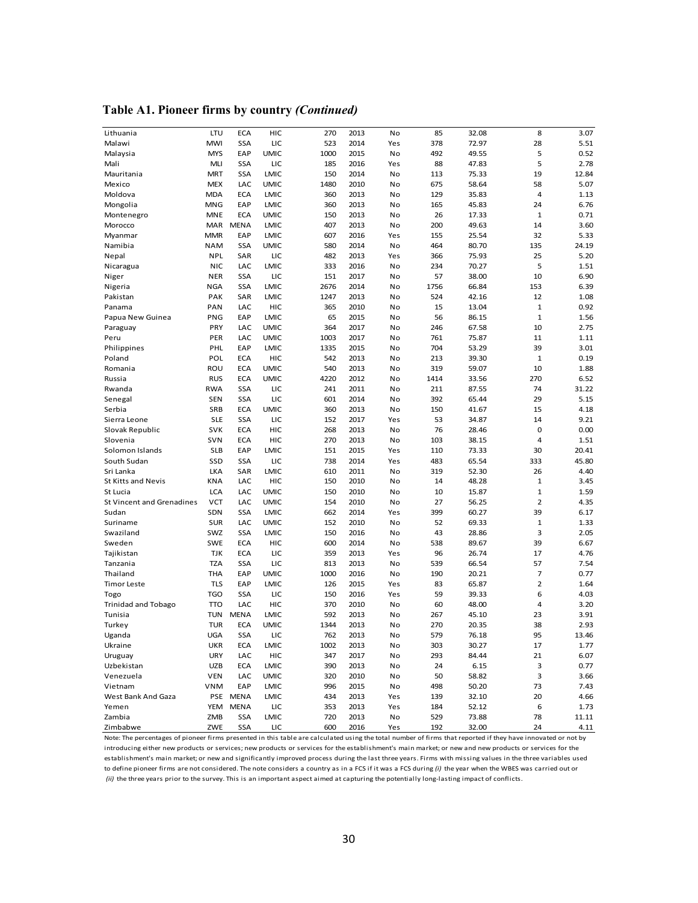## Table A1. Pioneer firms by country *(Continued)*

| | | | | | | | | | | |
|---|---|---|---|---|---|---|---|---|---|---|
| Lithuania | LTU | ECA | HIC | 270 | 2013 | No | 85 | 32.08 | 8 | 3.07 |
| Malawi | MWI | SSA | LIC | 523 | 2014 | Yes | 378 | 72.97 | 28 | 5.51 |
| Malaysia | MYS | EAP | UMIC | 1000 | 2015 | No | 492 | 49.55 | 5 | 0.52 |
| Mali | MLI | SSA | LIC | 185 | 2016 | Yes | 88 | 47.83 | 5 | 2.78 |
| Mauritania | MRT | SSA | LMIC | 150 | 2014 | No | 113 | 75.33 | 19 | 12.84 |
| Mexico | MEX | LAC | UMIC | 1480 | 2010 | No | 675 | 58.64 | 58 | 5.07 |
| Moldova | MDA | ECA | LMIC | 360 | 2013 | No | 129 | 35.83 | 4 | 1.13 |
| Mongolia | MNG | EAP | LMIC | 360 | 2013 | No | 165 | 45.83 | 24 | 6.76 |
| Montenegro | MNE | ECA | UMIC | 150 | 2013 | No | 26 | 17.33 | 1 | 0.71 |
| Morocco | MAR | MENA | LMIC | 407 | 2013 | No | 200 | 49.63 | 14 | 3.60 |
| Myanmar | MMR | EAP | LMIC | 607 | 2016 | Yes | 155 | 25.54 | 32 | 5.33 |
| Namibia | NAM | SSA | UMIC | 580 | 2014 | No | 464 | 80.70 | 135 | 24.19 |
| Nepal | NPL | SAR | LIC | 482 | 2013 | Yes | 366 | 75.93 | 25 | 5.20 |
| Nicaragua | NIC | LAC | LMIC | 333 | 2016 | No | 234 | 70.27 | 5 | 1.51 |
| Niger | NER | SSA | LIC | 151 | 2017 | No | 57 | 38.00 | 10 | 6.90 |
| Nigeria | NGA | SSA | LMIC | 2676 | 2014 | No | 1756 | 66.84 | 153 | 6.39 |
| Pakistan | PAK | SAR | LMIC | 1247 | 2013 | No | 524 | 42.16 | 12 | 1.08 |
| Panama | PAN | LAC | HIC | 365 | 2010 | No | 15 | 13.04 | 1 | 0.92 |
| Papua New Guinea | PNG | EAP | LMIC | 65 | 2015 | No | 56 | 86.15 | 1 | 1.56 |
| Paraguay | PRY | LAC | UMIC | 364 | 2017 | No | 246 | 67.58 | 10 | 2.75 |
| Peru | PER | LAC | UMIC | 1003 | 2017 | No | 761 | 75.87 | 11 | 1.11 |
| Philippines | PHL | EAP | LMIC | 1335 | 2015 | No | 704 | 53.29 | 39 | 3.01 |
| Poland | POL | ECA | HIC | 542 | 2013 | No | 213 | 39.30 | 1 | 0.19 |
| Romania | ROU | ECA | UMIC | 540 | 2013 | No | 319 | 59.07 | 10 | 1.88 |
| Russia | RUS | ECA | UMIC | 4220 | 2012 | No | 1414 | 33.56 | 270 | 6.52 |
| Rwanda | RWA | SSA | LIC | 241 | 2011 | No | 211 | 87.55 | 74 | 31.22 |
| Senegal | SEN | SSA | LIC | 601 | 2014 | No | 392 | 65.44 | 29 | 5.15 |
| Serbia | SRB | ECA | UMIC | 360 | 2013 | No | 150 | 41.67 | 15 | 4.18 |
| Sierra Leone | SLE | SSA | LIC | 152 | 2017 | Yes | 53 | 34.87 | 14 | 9.21 |
| Slovak Republic | SVK | ECA | HIC | 268 | 2013 | No | 76 | 28.46 | 0 | 0.00 |
| Slovenia | SVN | ECA | HIC | 270 | 2013 | No | 103 | 38.15 | 4 | 1.51 |
| Solomon Islands | SLB | EAP | LMIC | 151 | 2015 | Yes | 110 | 73.33 | 30 | 20.41 |
| South Sudan | SSD | SSA | LIC | 738 | 2014 | Yes | 483 | 65.54 | 333 | 45.80 |
| Sri Lanka | LKA | SAR | LMIC | 610 | 2011 | No | 319 | 52.30 | 26 | 4.40 |
| St Kitts and Nevis | KNA | LAC | HIC | 150 | 2010 | No | 14 | 48.28 | 1 | 3.45 |
| St Lucia | LCA | LAC | UMIC | 150 | 2010 | No | 10 | 15.87 | 1 | 1.59 |
| St Vincent and Grenadines | VCT | LAC | UMIC | 154 | 2010 | No | 27 | 56.25 | 2 | 4.35 |
| Sudan | SDN | SSA | LMIC | 662 | 2014 | Yes | 399 | 60.27 | 39 | 6.17 |
| Suriname | SUR | LAC | UMIC | 152 | 2010 | No | 52 | 69.33 | 1 | 1.33 |
| Swaziland | SWZ | SSA | LMIC | 150 | 2016 | No | 43 | 28.86 | 3 | 2.05 |
| Sweden | SWE | ECA | HIC | 600 | 2014 | No | 538 | 89.67 | 39 | 6.67 |
| Tajikistan | TJK | ECA | LIC | 359 | 2013 | Yes | 96 | 26.74 | 17 | 4.76 |
| Tanzania | TZA | SSA | LIC | 813 | 2013 | No | 539 | 66.54 | 57 | 7.54 |
| Thailand | THA | EAP | UMIC | 1000 | 2016 | No | 190 | 20.21 | 7 | 0.77 |
| Timor Leste | TLS | EAP | LMIC | 126 | 2015 | Yes | 83 | 65.87 | 2 | 1.64 |
| Togo | TGO | SSA | LIC | 150 | 2016 | Yes | 59 | 39.33 | 6 | 4.03 |
| Trinidad and Tobago | TTO | LAC | HIC | 370 | 2010 | No | 60 | 48.00 | 4 | 3.20 |
| Tunisia | TUN | MENA | LMIC | 592 | 2013 | No | 267 | 45.10 | 23 | 3.91 |
| Turkey | TUR | ECA | UMIC | 1344 | 2013 | No | 270 | 20.35 | 38 | 2.93 |
| Uganda | UGA | SSA | LIC | 762 | 2013 | No | 579 | 76.18 | 95 | 13.46 |
| Ukraine | UKR | ECA | LMIC | 1002 | 2013 | No | 303 | 30.27 | 17 | 1.77 |
| Uruguay | URY | LAC | HIC | 347 | 2017 | No | 293 | 84.44 | 21 | 6.07 |
| Uzbekistan | UZB | ECA | LMIC | 390 | 2013 | No | 24 | 6.15 | 3 | 0.77 |
| Venezuela | VEN | LAC | UMIC | 320 | 2010 | No | 50 | 58.82 | 3 | 3.66 |
| Vietnam | VNM | EAP | LMIC | 996 | 2015 | No | 498 | 50.20 | 73 | 7.43 |
| West Bank And Gaza | PSE | MENA | LMIC | 434 | 2013 | Yes | 139 | 32.10 | 20 | 4.66 |
| Yemen | YEM | MENA | LIC | 353 | 2013 | Yes | 184 | 52.12 | 6 | 1.73 |
| Zambia | ZMB | SSA | LMIC | 720 | 2013 | No | 529 | 73.88 | 78 | 11.11 |
| Zimbabwe | ZWE | SSA | LIC | 600 | 2016 | Yes | 192 | 32.00 | 24 | 4.11 |

Note: The percentages of pioneer firms presented in this table are calculated using the total number of firms that reported if they have innovated or not by introducing either new products or services; new products or services for the establishment's main market; or new and new products or services for the establishment's main market; or new and significantly improved process during the last three years. Firms with missing values in the three variables used to define pioneer firms are not considered. The note considers a country as in a FCS if it was a FCS during *(i)* the year when the WBES was carried out or *(ii)* the three years prior to the survey. This is an important aspect aimed at capturing the potentially long-lasting impact of conflicts.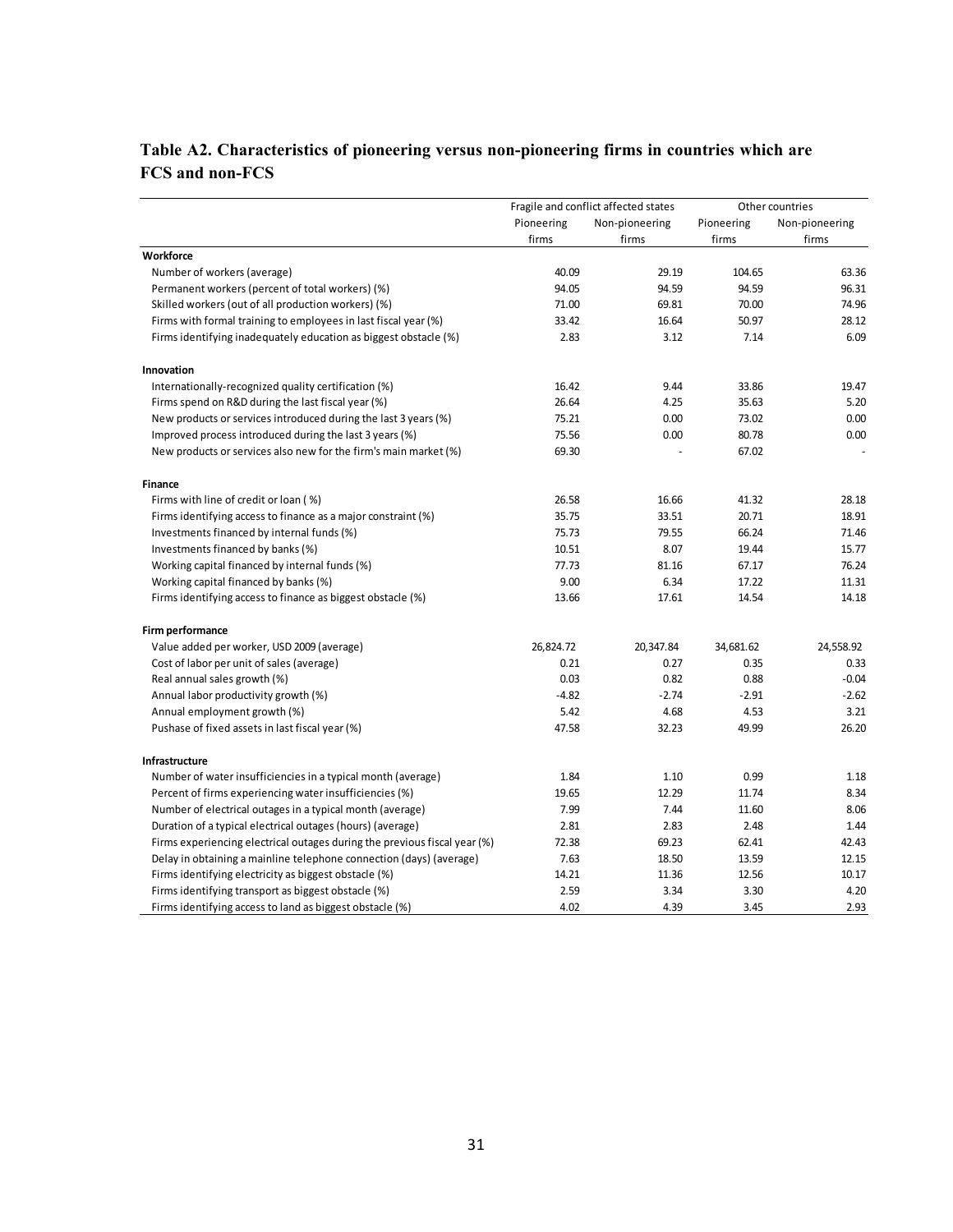## Table A2. Characteristics of pioneering versus non-pioneering firms in countries which are FCS and non-FCS

| | Fragile and conflict affected states | | Other countries | |
|---|---|---|---|---|
| | Pioneering firms | Non-pioneering firms | Pioneering firms | Non-pioneering firms |
| **Workforce** | | | | |
| Number of workers (average) | 40.09 | 29.19 | 104.65 | 63.36 |
| Permanent workers (percent of total workers) (%) | 94.05 | 94.59 | 94.59 | 96.31 |
| Skilled workers (out of all production workers) (%) | 71.00 | 69.81 | 70.00 | 74.96 |
| Firms with formal training to employees in last fiscal year (%) | 33.42 | 16.64 | 50.97 | 28.12 |
| Firms identifying inadequately education as biggest obstacle (%) | 2.83 | 3.12 | 7.14 | 6.09 |
| **Innovation** | | | | |
| Internationally-recognized quality certification (%) | 16.42 | 9.44 | 33.86 | 19.47 |
| Firms spend on R&D during the last fiscal year (%) | 26.64 | 4.25 | 35.63 | 5.20 |
| New products or services introduced during the last 3 years (%) | 75.21 | 0.00 | 73.02 | 0.00 |
| Improved process introduced during the last 3 years (%) | 75.56 | 0.00 | 80.78 | 0.00 |
| New products or services also new for the firm's main market (%) | 69.30 | - | 67.02 | - |
| **Finance** | | | | |
| Firms with line of credit or loan ( %) | 26.58 | 16.66 | 41.32 | 28.18 |
| Firms identifying access to finance as a major constraint (%) | 35.75 | 33.51 | 20.71 | 18.91 |
| Investments financed by internal funds (%) | 75.73 | 79.55 | 66.24 | 71.46 |
| Investments financed by banks (%) | 10.51 | 8.07 | 19.44 | 15.77 |
| Working capital financed by internal funds (%) | 77.73 | 81.16 | 67.17 | 76.24 |
| Working capital financed by banks (%) | 9.00 | 6.34 | 17.22 | 11.31 |
| Firms identifying access to finance as biggest obstacle (%) | 13.66 | 17.61 | 14.54 | 14.18 |
| **Firm performance** | | | | |
| Value added per worker, USD 2009 (average) | 26,824.72 | 20,347.84 | 34,681.62 | 24,558.92 |
| Cost of labor per unit of sales (average) | 0.21 | 0.27 | 0.35 | 0.33 |
| Real annual sales growth (%) | 0.03 | 0.82 | 0.88 | -0.04 |
| Annual labor productivity growth (%) | -4.82 | -2.74 | -2.91 | -2.62 |
| Annual employment growth (%) | 5.42 | 4.68 | 4.53 | 3.21 |
| Pushase of fixed assets in last fiscal year (%) | 47.58 | 32.23 | 49.99 | 26.20 |
| **Infrastructure** | | | | |
| Number of water insufficiencies in a typical month (average) | 1.84 | 1.10 | 0.99 | 1.18 |
| Percent of firms experiencing water insufficiencies (%) | 19.65 | 12.29 | 11.74 | 8.34 |
| Number of electrical outages in a typical month (average) | 7.99 | 7.44 | 11.60 | 8.06 |
| Duration of a typical electrical outages (hours) (average) | 2.81 | 2.83 | 2.48 | 1.44 |
| Firms experiencing electrical outages during the previous fiscal year (%) | 72.38 | 69.23 | 62.41 | 42.43 |
| Delay in obtaining a mainline telephone connection (days) (average) | 7.63 | 18.50 | 13.59 | 12.15 |
| Firms identifying electricity as biggest obstacle (%) | 14.21 | 11.36 | 12.56 | 10.17 |
| Firms identifying transport as biggest obstacle (%) | 2.59 | 3.34 | 3.30 | 4.20 |
| Firms identifying access to land as biggest obstacle (%) | 4.02 | 4.39 | 3.45 | 2.93 |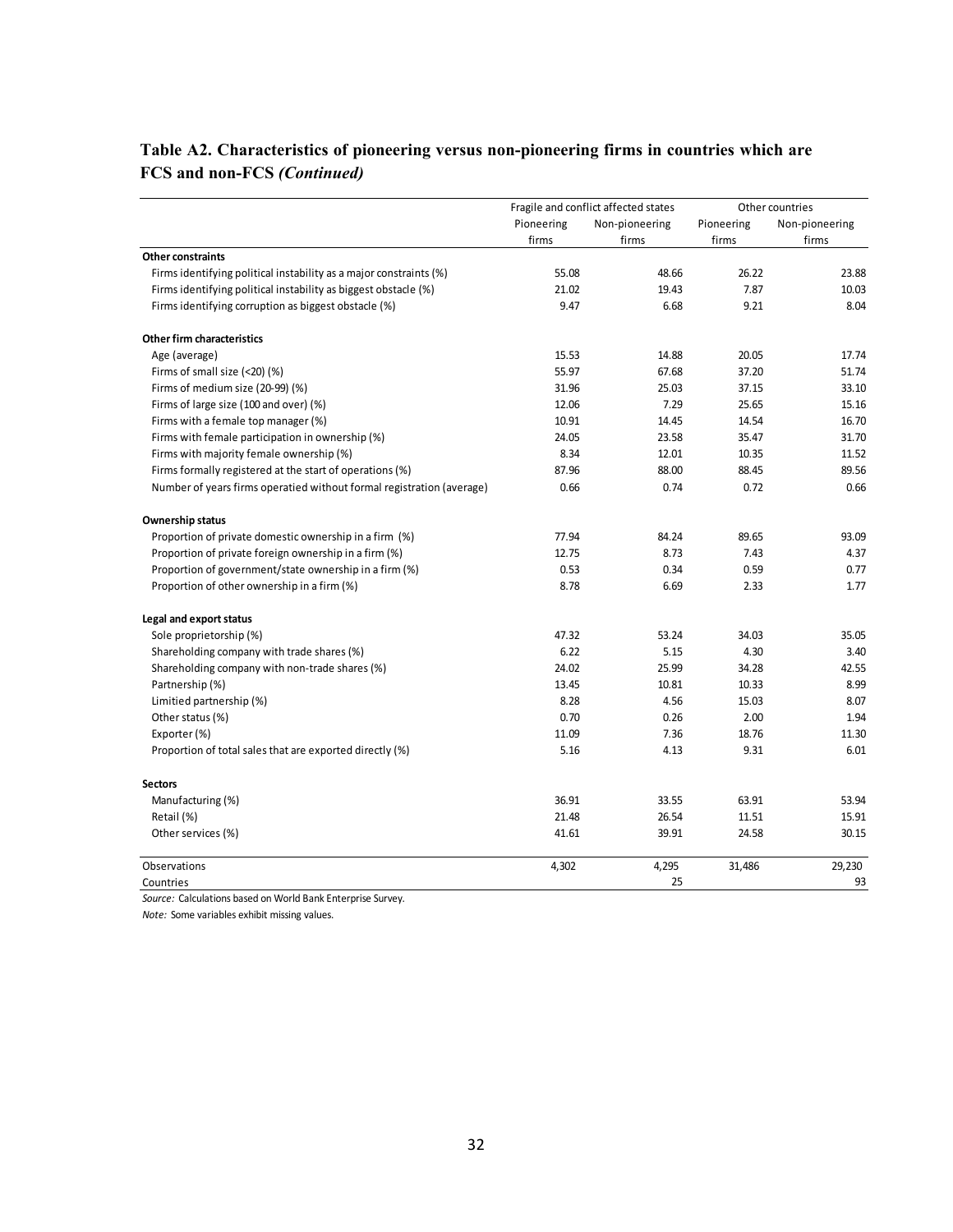**Table A2. Characteristics of pioneering versus non-pioneering firms in countries which are FCS and non-FCS *(Continued)***

| | Fragile and conflict affected states | | Other countries | |
|---|---|---|---|---|
| | Pioneering firms | Non-pioneering firms | Pioneering firms | Non-pioneering firms |
| **Other constraints** | | | | |
| Firms identifying political instability as a major constraints (%) | 55.08 | 48.66 | 26.22 | 23.88 |
| Firms identifying political instability as biggest obstacle (%) | 21.02 | 19.43 | 7.87 | 10.03 |
| Firms identifying corruption as biggest obstacle (%) | 9.47 | 6.68 | 9.21 | 8.04 |
| **Other firm characteristics** | | | | |
| Age (average) | 15.53 | 14.88 | 20.05 | 17.74 |
| Firms of small size (<20) (%) | 55.97 | 67.68 | 37.20 | 51.74 |
| Firms of medium size (20-99) (%) | 31.96 | 25.03 | 37.15 | 33.10 |
| Firms of large size (100 and over) (%) | 12.06 | 7.29 | 25.65 | 15.16 |
| Firms with a female top manager (%) | 10.91 | 14.45 | 14.54 | 16.70 |
| Firms with female participation in ownership (%) | 24.05 | 23.58 | 35.47 | 31.70 |
| Firms with majority female ownership (%) | 8.34 | 12.01 | 10.35 | 11.52 |
| Firms formally registered at the start of operations (%) | 87.96 | 88.00 | 88.45 | 89.56 |
| Number of years firms operatied without formal registration (average) | 0.66 | 0.74 | 0.72 | 0.66 |
| **Ownership status** | | | | |
| Proportion of private domestic ownership in a firm (%) | 77.94 | 84.24 | 89.65 | 93.09 |
| Proportion of private foreign ownership in a firm (%) | 12.75 | 8.73 | 7.43 | 4.37 |
| Proportion of government/state ownership in a firm (%) | 0.53 | 0.34 | 0.59 | 0.77 |
| Proportion of other ownership in a firm (%) | 8.78 | 6.69 | 2.33 | 1.77 |
| **Legal and export status** | | | | |
| Sole proprietorship (%) | 47.32 | 53.24 | 34.03 | 35.05 |
| Shareholding company with trade shares (%) | 6.22 | 5.15 | 4.30 | 3.40 |
| Shareholding company with non-trade shares (%) | 24.02 | 25.99 | 34.28 | 42.55 |
| Partnership (%) | 13.45 | 10.81 | 10.33 | 8.99 |
| Limitied partnership (%) | 8.28 | 4.56 | 15.03 | 8.07 |
| Other status (%) | 0.70 | 0.26 | 2.00 | 1.94 |
| Exporter (%) | 11.09 | 7.36 | 18.76 | 11.30 |
| Proportion of total sales that are exported directly (%) | 5.16 | 4.13 | 9.31 | 6.01 |
| **Sectors** | | | | |
| Manufacturing (%) | 36.91 | 33.55 | 63.91 | 53.94 |
| Retail (%) | 21.48 | 26.54 | 11.51 | 15.91 |
| Other services (%) | 41.61 | 39.91 | 24.58 | 30.15 |
| Observations | 4,302 | 4,295 | 31,486 | 29,230 |
| Countries | | 25 | | 93 |

*Source:* Calculations based on World Bank Enterprise Survey.

*Note:* Some variables exhibit missing values.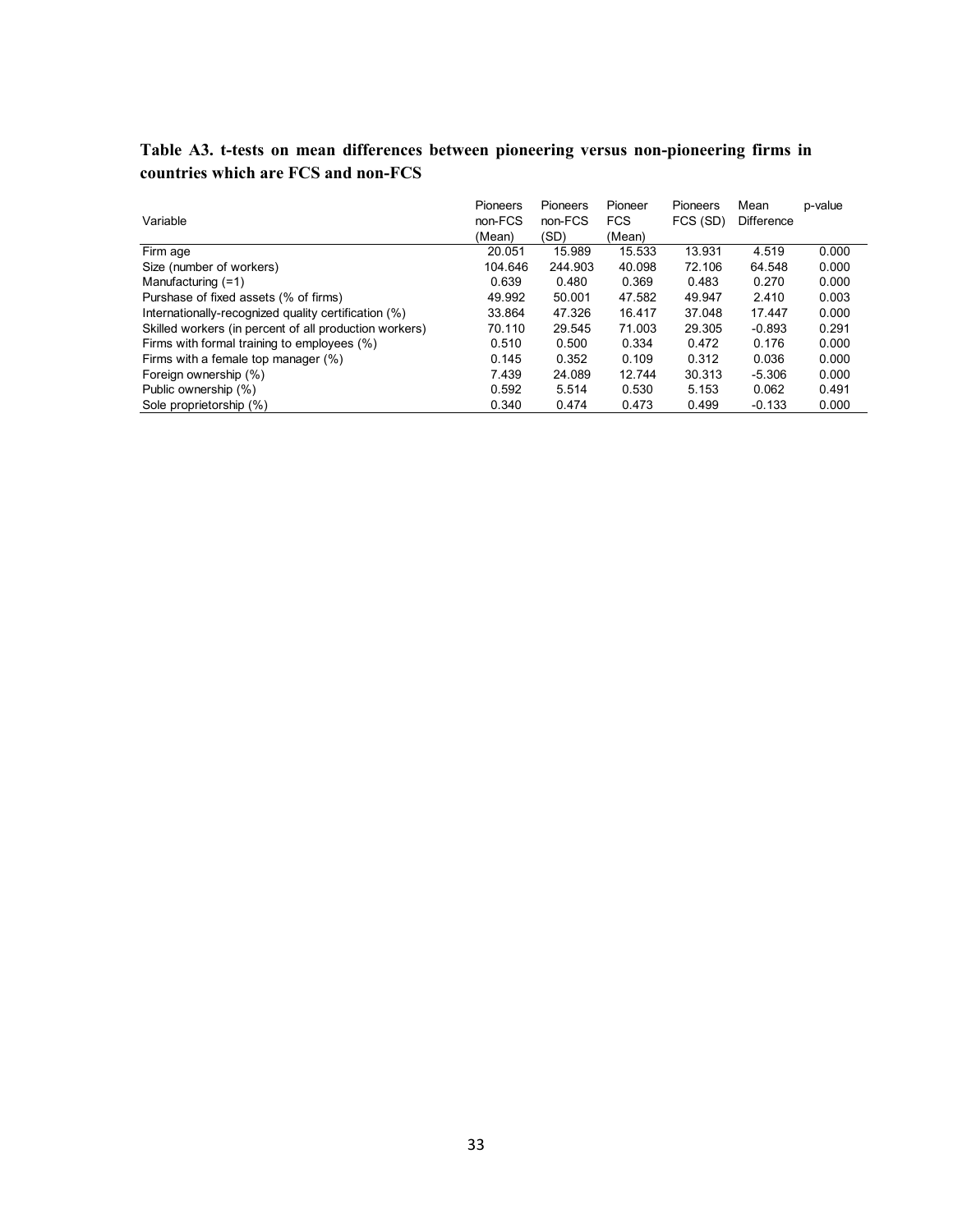**Table A3. t-tests on mean differences between pioneering versus non-pioneering firms in countries which are FCS and non-FCS**

| Variable | Pioneers non-FCS (Mean) | Pioneers non-FCS (SD) | Pioneer FCS (Mean) | Pioneers FCS (SD) | Mean Difference | p-value |
|---|---|---|---|---|---|---|
| Firm age | 20.051 | 15.989 | 15.533 | 13.931 | 4.519 | 0.000 |
| Size (number of workers) | 104.646 | 244.903 | 40.098 | 72.106 | 64.548 | 0.000 |
| Manufacturing (=1) | 0.639 | 0.480 | 0.369 | 0.483 | 0.270 | 0.000 |
| Purshase of fixed assets (% of firms) | 49.992 | 50.001 | 47.582 | 49.947 | 2.410 | 0.003 |
| Internationally-recognized quality certification (%) | 33.864 | 47.326 | 16.417 | 37.048 | 17.447 | 0.000 |
| Skilled workers (in percent of all production workers) | 70.110 | 29.545 | 71.003 | 29.305 | -0.893 | 0.291 |
| Firms with formal training to employees (%) | 0.510 | 0.500 | 0.334 | 0.472 | 0.176 | 0.000 |
| Firms with a female top manager (%) | 0.145 | 0.352 | 0.109 | 0.312 | 0.036 | 0.000 |
| Foreign ownership (%) | 7.439 | 24.089 | 12.744 | 30.313 | -5.306 | 0.000 |
| Public ownership (%) | 0.592 | 5.514 | 0.530 | 5.153 | 0.062 | 0.491 |
| Sole proprietorship (%) | 0.340 | 0.474 | 0.473 | 0.499 | -0.133 | 0.000 |